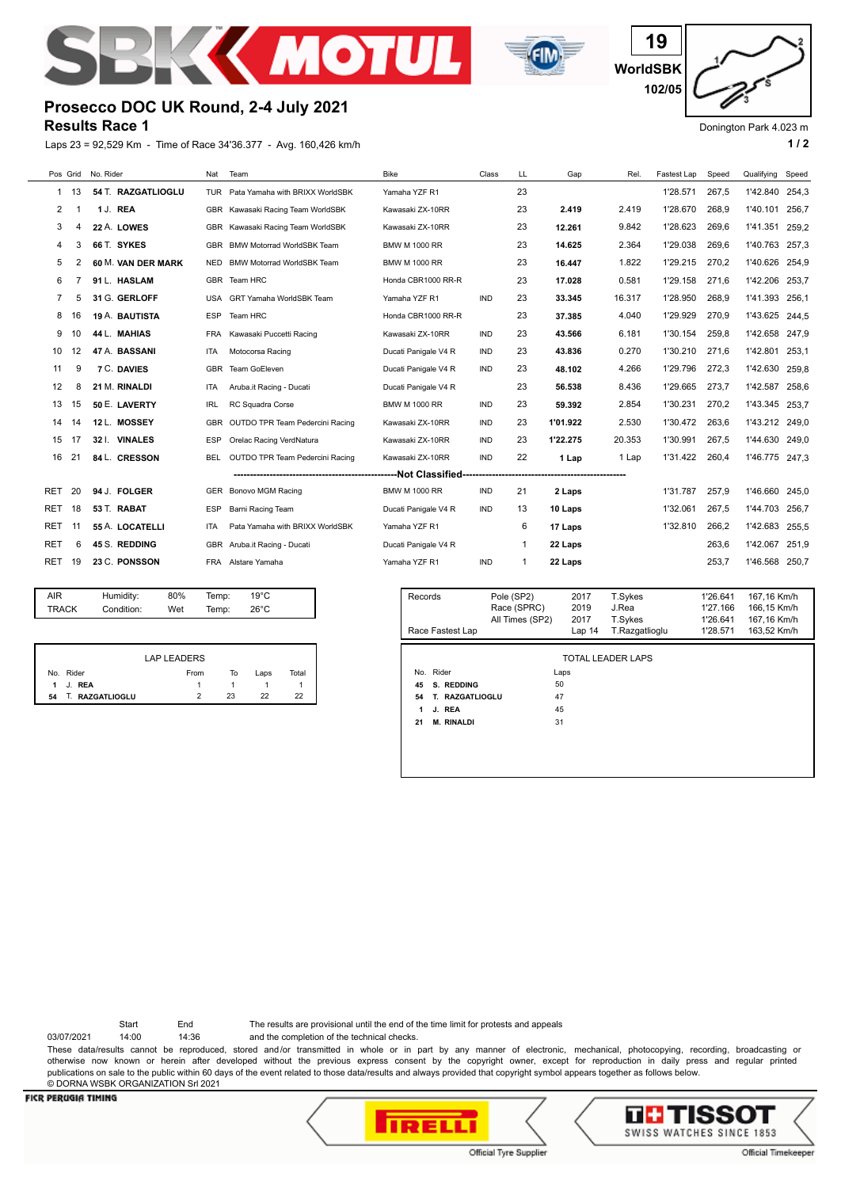# Prosecco DOC UK Round, 2-4 July 2021

## Results Race 1

19 WorldSBK 102/05

Donington Park 4.023 m

Laps 23 = 92,529 Km - Time of Race 34'36.377 - Avg. 160,426 km/h

| Pos | Grid | No. Rider | Nat | Team | Bike | Class | LL | Gap | Rel. | Fastest Lap | Speed | Qualifying | Speed |
|---|---|---|---|---|---|---|---|---|---|---|---|---|---|
| 1 | 13 | 54 T. **RAZGATLIOGLU** | TUR | Pata Yamaha with BRIXX WorldSBK | Yamaha YZF R1 | | 23 | | | 1'28.571 | 267,5 | 1'42.840 | 254,3 |
| 2 | 1 | 1 J. **REA** | GBR | Kawasaki Racing Team WorldSBK | Kawasaki ZX-10RR | | 23 | **2.419** | 2.419 | 1'28.670 | 268,9 | 1'40.101 | 256,7 |
| 3 | 4 | 22 A. **LOWES** | GBR | Kawasaki Racing Team WorldSBK | Kawasaki ZX-10RR | | 23 | **12.261** | 9.842 | 1'28.623 | 269,6 | 1'41.351 | 259,2 |
| 4 | 3 | 66 T. **SYKES** | GBR | BMW Motorrad WorldSBK Team | BMW M 1000 RR | | 23 | **14.625** | 2.364 | 1'29.038 | 269,6 | 1'40.763 | 257,3 |
| 5 | 2 | 60 M. **VAN DER MARK** | NED | BMW Motorrad WorldSBK Team | BMW M 1000 RR | | 23 | **16.447** | 1.822 | 1'29.215 | 270,2 | 1'40.626 | 254,9 |
| 6 | 7 | 91 L. **HASLAM** | GBR | Team HRC | Honda CBR1000 RR-R | | 23 | **17.028** | 0.581 | 1'29.158 | 271,6 | 1'42.206 | 253,7 |
| 7 | 5 | 31 G. **GERLOFF** | USA | GRT Yamaha WorldSBK Team | Yamaha YZF R1 | IND | 23 | **33.345** | 16.317 | 1'28.950 | 268,9 | 1'41.393 | 256,1 |
| 8 | 16 | 19 A. **BAUTISTA** | ESP | Team HRC | Honda CBR1000 RR-R | | 23 | **37.385** | 4.040 | 1'29.929 | 270,9 | 1'43.625 | 244,5 |
| 9 | 10 | 44 L. **MAHIAS** | FRA | Kawasaki Puccetti Racing | Kawasaki ZX-10RR | IND | 23 | **43.566** | 6.181 | 1'30.154 | 259,8 | 1'42.658 | 247,9 |
| 10 | 12 | 47 A. **BASSANI** | ITA | Motocorsa Racing | Ducati Panigale V4 R | IND | 23 | **43.836** | 0.270 | 1'30.210 | 271,6 | 1'42.801 | 253,1 |
| 11 | 9 | 7 C. **DAVIES** | GBR | Team GoEleven | Ducati Panigale V4 R | IND | 23 | **48.102** | 4.266 | 1'29.796 | 272,3 | 1'42.630 | 259,8 |
| 12 | 8 | 21 M. **RINALDI** | ITA | Aruba.it Racing - Ducati | Ducati Panigale V4 R | | 23 | **56.538** | 8.436 | 1'29.665 | 273,7 | 1'42.587 | 258,6 |
| 13 | 15 | 50 E. **LAVERTY** | IRL | RC Squadra Corse | BMW M 1000 RR | IND | 23 | **59.392** | 2.854 | 1'30.231 | 270,2 | 1'43.345 | 253,7 |
| 14 | 14 | 12 L. **MOSSEY** | GBR | OUTDO TPR Team Pedercini Racing | Kawasaki ZX-10RR | IND | 23 | **1'01.922** | 2.530 | 1'30.472 | 263,6 | 1'43.212 | 249,0 |
| 15 | 17 | 32 I. **VINALES** | ESP | Orelac Racing VerdNatura | Kawasaki ZX-10RR | IND | 23 | **1'22.275** | 20.353 | 1'30.991 | 267,5 | 1'44.630 | 249,0 |
| 16 | 21 | 84 L. **CRESSON** | BEL | OUTDO TPR Team Pedercini Racing | Kawasaki ZX-10RR | IND | 22 | **1 Lap** | 1 Lap | 1'31.422 | 260,4 | 1'46.775 | 247,3 |
| | | | | **Not Classified** | | | | | | | | | |
| RET | 20 | 94 J. **FOLGER** | GER | Bonovo MGM Racing | BMW M 1000 RR | IND | 21 | **2 Laps** | | 1'31.787 | 257,9 | 1'46.660 | 245,0 |
| RET | 18 | 53 T. **RABAT** | ESP | Barni Racing Team | Ducati Panigale V4 R | IND | 13 | **10 Laps** | | 1'32.061 | 267,5 | 1'44.703 | 256,7 |
| RET | 11 | 55 A. **LOCATELLI** | ITA | Pata Yamaha with BRIXX WorldSBK | Yamaha YZF R1 | | 6 | **17 Laps** | | 1'32.810 | 266,2 | 1'42.683 | 255,5 |
| RET | 6 | 45 S. **REDDING** | GBR | Aruba.it Racing - Ducati | Ducati Panigale V4 R | | 1 | **22 Laps** | | | 263,6 | 1'42.067 | 251,9 |
| RET | 19 | 23 C. **PONSSON** | FRA | Alstare Yamaha | Yamaha YZF R1 | IND | 1 | **22 Laps** | | | 253,7 | 1'46.568 | 250,7 |

| | | | | | |
|---|---|---|---|---|---|
| AIR | Humidity: | 80% | Temp: | 19°C | |
| TRACK | Condition: | Wet | Temp: | 26°C | |

| Records | | | | | |
|---|---|---|---|---|---|
| | Pole (SP2) | 2017 | T.Sykes | 1'26.641 | 167,16 Km/h |
| | Race (SPRC) | 2019 | J.Rea | 1'27.166 | 166,15 Km/h |
| | All Times (SP2) | 2017 | T.Sykes | 1'26.641 | 167,16 Km/h |
| Race Fastest Lap | | Lap 14 | T.Razgatlioglu | 1'28.571 | 163,52 Km/h |

**LAP LEADERS**

| No. | Rider | From | To | Laps | Total |
|---|---|---|---|---|---|
| 1 | J. **REA** | 1 | 1 | 1 | 1 |
| 54 | T. **RAZGATLIOGLU** | 2 | 23 | 22 | 22 |

**TOTAL LEADER LAPS**

| No. | Rider | Laps |
|---|---|---|
| 45 | S. **REDDING** | 50 |
| 54 | T. **RAZGATLIOGLU** | 47 |
| 1 | J. **REA** | 45 |
| 21 | M. **RINALDI** | 31 |

| | Start | End |
|---|---|---|
| 03/07/2021 | 14:00 | 14:36 |

The results are provisional until the end of the time limit for protests and appeals and the completion of the technical checks.

These data/results cannot be reproduced, stored and/or transmitted in whole or in part by any manner of electronic, mechanical, photocopying, recording, broadcasting or otherwise now known or herein after developed without the previous express consent by the copyright owner, except for reproduction in daily press and regular printed publications on sale to the public within 60 days of the event related to those data/results and always provided that copyright symbol appears together as follows below.

© DORNA WSBK ORGANIZATION Srl 2021

FICR PERUGIA TIMING — Official Tyre Supplier — Official Timekeeper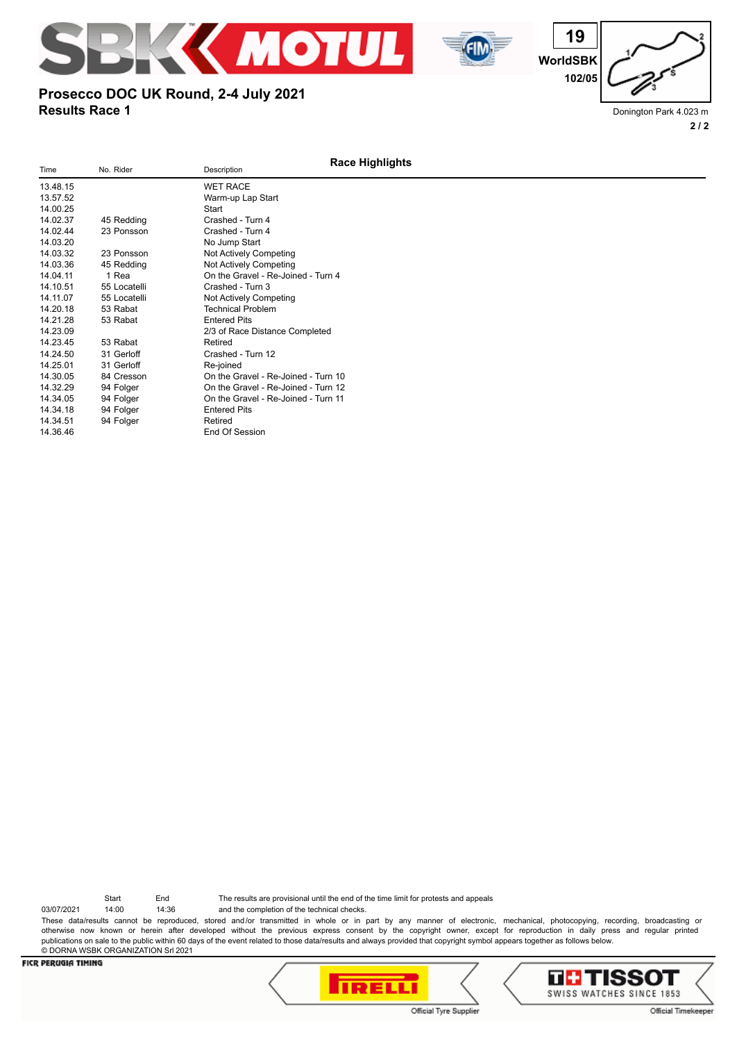# Prosecco DOC UK Round, 2-4 July 2021

## Results Race 1

19 WorldSBK 102/05

Donington Park 4.023 m

### Race Highlights

| Time | No. Rider | Description |
|---|---|---|
| 13.48.15 | | WET RACE |
| 13.57.52 | | Warm-up Lap Start |
| 14.00.25 | | Start |
| 14.02.37 | 45 Redding | Crashed - Turn 4 |
| 14.02.44 | 23 Ponsson | Crashed - Turn 4 |
| 14.03.20 | | No Jump Start |
| 14.03.32 | 23 Ponsson | Not Actively Competing |
| 14.03.36 | 45 Redding | Not Actively Competing |
| 14.04.11 | 1 Rea | On the Gravel - Re-Joined - Turn 4 |
| 14.10.51 | 55 Locatelli | Crashed - Turn 3 |
| 14.11.07 | 55 Locatelli | Not Actively Competing |
| 14.20.18 | 53 Rabat | Technical Problem |
| 14.21.28 | 53 Rabat | Entered Pits |
| 14.23.09 | | 2/3 of Race Distance Completed |
| 14.23.45 | 53 Rabat | Retired |
| 14.24.50 | 31 Gerloff | Crashed - Turn 12 |
| 14.25.01 | 31 Gerloff | Re-joined |
| 14.30.05 | 84 Cresson | On the Gravel - Re-Joined - Turn 10 |
| 14.32.29 | 94 Folger | On the Gravel - Re-Joined - Turn 12 |
| 14.34.05 | 94 Folger | On the Gravel - Re-Joined - Turn 11 |
| 14.34.18 | 94 Folger | Entered Pits |
| 14.34.51 | 94 Folger | Retired |
| 14.36.46 | | End Of Session |

| | Start | End |
|---|---|---|
| 03/07/2021 | 14:00 | 14:36 |

The results are provisional until the end of the time limit for protests and appeals and the completion of the technical checks.

These data/results cannot be reproduced, stored and/or transmitted in whole or in part by any manner of electronic, mechanical, photocopying, recording, broadcasting or otherwise now known or herein after developed without the previous express consent by the copyright owner, except for reproduction in daily press and regular printed publications on sale to the public within 60 days of the event related to those data/results and always provided that copyright symbol appears together as follows below.
© DORNA WSBK ORGANIZATION Srl 2021

FICR PERUGIA TIMING

Official Tyre Supplier — Official Timekeeper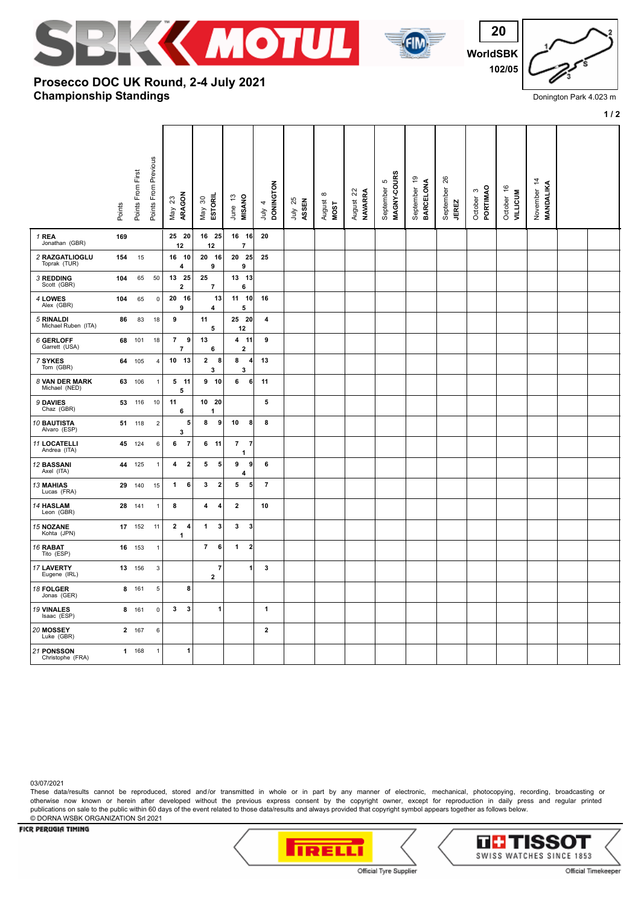# Prosecco DOC UK Round, 2-4 July 2021
## Championship Standings

WorldSBK 102/05

Donington Park 4.023 m

| Rider | Points | Points From First | Points From Previous | May 23 ARAGON | May 30 ESTORIL | June 13 MISANO | July 4 DONINGTON | July 25 ASSEN | August 8 MOST | August 22 NAVARRA | September 5 MAGNY-COURS | September 19 BARCELONA | September 26 JEREZ | October 3 PORTIMAO | October 16 VILLICUM | November 14 MANDALIKA |
|---|---|---|---|---|---|---|---|---|---|---|---|---|---|---|---|---|
| 1 REA Jonathan (GBR) | 169 | | | 25 20 12 | 16 25 12 | 16 16 7 | 20 | | | | | | | | | |
| 2 RAZGATLIOGLU Toprak (TUR) | 154 | 15 | | 16 10 4 | 20 16 9 | 20 25 9 | 25 | | | | | | | | | |
| 3 REDDING Scott (GBR) | 104 | 65 | 50 | 13 25 2 | 25 7 | 13 13 6 | | | | | | | | | | |
| 4 LOWES Alex (GBR) | 104 | 65 | 0 | 20 16 9 | 13 4 | 11 10 5 | 16 | | | | | | | | | |
| 5 RINALDI Michael Ruben (ITA) | 86 | 83 | 18 | 9 | 11 5 | 25 20 12 | 4 | | | | | | | | | |
| 6 GERLOFF Garrett (USA) | 68 | 101 | 18 | 7 9 7 | 13 6 | 4 11 2 | 9 | | | | | | | | | |
| 7 SYKES Tom (GBR) | 64 | 105 | 4 | 10 13 | 2 8 3 | 8 4 3 | 13 | | | | | | | | | |
| 8 VAN DER MARK Michael (NED) | 63 | 106 | 1 | 5 11 5 | 9 10 | 6 6 | 11 | | | | | | | | | |
| 9 DAVIES Chaz (GBR) | 53 | 116 | 10 | 11 6 | 10 20 1 | | 5 | | | | | | | | | |
| 10 BAUTISTA Alvaro (ESP) | 51 | 118 | 2 | 5 3 | 8 9 | 10 8 | 8 | | | | | | | | | |
| 11 LOCATELLI Andrea (ITA) | 45 | 124 | 6 | 6 7 | 6 11 | 7 7 1 | | | | | | | | | | |
| 12 BASSANI Axel (ITA) | 44 | 125 | 1 | 4 2 | 5 5 | 9 9 4 | 6 | | | | | | | | | |
| 13 MAHIAS Lucas (FRA) | 29 | 140 | 15 | 1 6 | 3 2 | 5 5 | 7 | | | | | | | | | |
| 14 HASLAM Leon (GBR) | 28 | 141 | 1 | 8 | 4 4 | 2 | 10 | | | | | | | | | |
| 15 NOZANE Kohta (JPN) | 17 | 152 | 11 | 2 4 1 | 1 3 | 3 3 | | | | | | | | | | |
| 16 RABAT Tito (ESP) | 16 | 153 | 1 | | 7 6 | 1 2 | | | | | | | | | | |
| 17 LAVERTY Eugene (IRL) | 13 | 156 | 3 | | 7 2 | 1 | 3 | | | | | | | | | |
| 18 FOLGER Jonas (GER) | 8 | 161 | 5 | 8 | | | | | | | | | | | | |
| 19 VINALES Isaac (ESP) | 8 | 161 | 0 | 3 3 | 1 | | 1 | | | | | | | | | |
| 20 MOSSEY Luke (GBR) | 2 | 167 | 6 | | | | 2 | | | | | | | | | |
| 21 PONSSON Christophe (FRA) | 1 | 168 | 1 | 1 | | | | | | | | | | | | |

03/07/2021

These data/results cannot be reproduced, stored and/or transmitted in whole or in part by any manner of electronic, mechanical, photocopying, recording, broadcasting or otherwise now known or herein after developed without the previous express consent by the copyright owner, except for reproduction in daily press and regular printed publications on sale to the public within 60 days of the event related to those data/results and always provided that copyright symbol appears together as follows below.

© DORNA WSBK ORGANIZATION Srl 2021

FICR PERUGIA TIMING

Official Tyre Supplier — PIRELLI

Official Timekeeper — TISSOT SWISS WATCHES SINCE 1853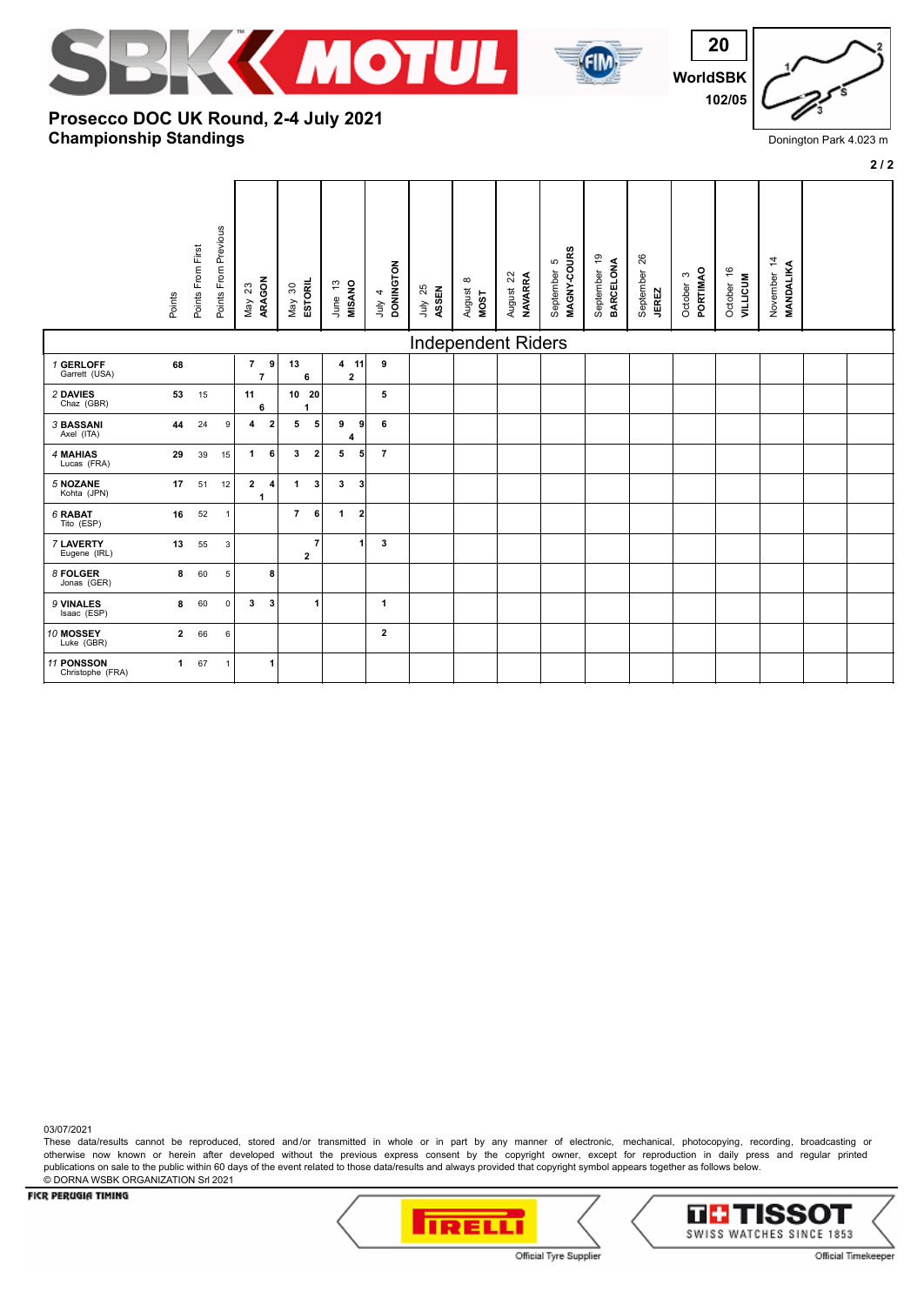# Prosecco DOC UK Round, 2-4 July 2021

## Championship Standings

Donington Park 4.023 m

| | Points | Points From First | Points From Previous | May 23 ARAGON | May 30 ESTORIL | June 13 MISANO | July 4 DONINGTON | July 25 ASSEN | August 8 MOST | August 22 NAVARRA | September 5 MAGNY-COURS | September 19 BARCELONA | September 26 JEREZ | October 3 PORTIMAO | October 16 VILLICUM | November 14 MANDALIKA |
|---|---|---|---|---|---|---|---|---|---|---|---|---|---|---|---|---|
| **Independent Riders** | | | | | | | | | | | | | | | | |
| 1 **GERLOFF** Garrett (USA) | 68 | | | 7 9 7 | 13 6 | 4 11 2 | 9 | | | | | | | | | |
| 2 **DAVIES** Chaz (GBR) | 53 | 15 | | 11 6 | 10 20 1 | | 5 | | | | | | | | | |
| 3 **BASSANI** Axel (ITA) | 44 | 24 | 9 | 4 2 | 5 5 | 9 9 4 | 6 | | | | | | | | | |
| 4 **MAHIAS** Lucas (FRA) | 29 | 39 | 15 | 1 6 | 3 2 | 5 5 | 7 | | | | | | | | | |
| 5 **NOZANE** Kohta (JPN) | 17 | 51 | 12 | 2 4 1 | 1 3 | 3 3 | | | | | | | | | | |
| 6 **RABAT** Tito (ESP) | 16 | 52 | 1 | | 7 6 | 1 2 | | | | | | | | | | |
| 7 **LAVERTY** Eugene (IRL) | 13 | 55 | 3 | | 7 2 | 1 | 3 | | | | | | | | | |
| 8 **FOLGER** Jonas (GER) | 8 | 60 | 5 | 8 | | | | | | | | | | | | |
| 9 **VINALES** Isaac (ESP) | 8 | 60 | 0 | 3 3 | 1 | | 1 | | | | | | | | | |
| 10 **MOSSEY** Luke (GBR) | 2 | 66 | 6 | | | | 2 | | | | | | | | | |
| 11 **PONSSON** Christophe (FRA) | 1 | 67 | 1 | 1 | | | | | | | | | | | | |

03/07/2021

These data/results cannot be reproduced, stored and/or transmitted in whole or in part by any manner of electronic, mechanical, photocopying, recording, broadcasting or otherwise now known or herein after developed without the previous express consent by the copyright owner, except for reproduction in daily press and regular printed publications on sale to the public within 60 days of the event related to those data/results and always provided that copyright symbol appears together as follows below.

© DORNA WSBK ORGANIZATION Srl 2021

Official Tyre Supplier — Official Timekeeper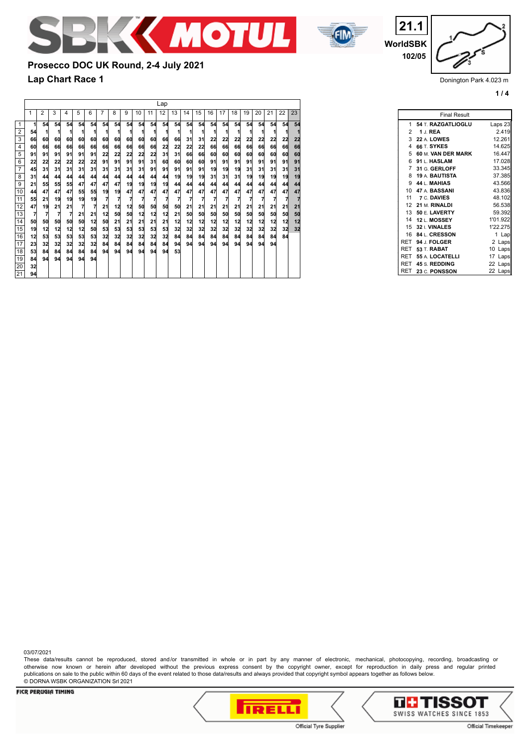# Prosecco DOC UK Round, 2-4 July 2021

## Lap Chart Race 1

21.1
WorldSBK
102/05

Donington Park 4.023 m

| Pos | 1 | 2 | 3 | 4 | 5 | 6 | 7 | 8 | 9 | 10 | 11 | 12 | 13 | 14 | 15 | 16 | 17 | 18 | 19 | 20 | 21 | 22 | 23 |
|---|---|---|---|---|---|---|---|---|---|---|---|---|---|---|---|---|---|---|---|---|---|---|---|
| 1 | 1 | 54 | 54 | 54 | 54 | 54 | 54 | 54 | 54 | 54 | 54 | 54 | 54 | 54 | 54 | 54 | 54 | 54 | 54 | 54 | 54 | 54 | 54 |
| 2 | 54 | 1 | 1 | 1 | 1 | 1 | 1 | 1 | 1 | 1 | 1 | 1 | 1 | 1 | 1 | 1 | 1 | 1 | 1 | 1 | 1 | 1 | 1 |
| 3 | 66 | 60 | 60 | 60 | 60 | 60 | 60 | 60 | 60 | 60 | 60 | 66 | 66 | 31 | 31 | 22 | 22 | 22 | 22 | 22 | 22 | 22 | 22 |
| 4 | 60 | 66 | 66 | 66 | 66 | 66 | 66 | 66 | 66 | 66 | 66 | 22 | 22 | 22 | 22 | 66 | 66 | 66 | 66 | 66 | 66 | 66 | 66 |
| 5 | 91 | 91 | 91 | 91 | 91 | 91 | 22 | 22 | 22 | 22 | 22 | 31 | 31 | 66 | 66 | 60 | 60 | 60 | 60 | 60 | 60 | 60 | 60 |
| 6 | 22 | 22 | 22 | 22 | 22 | 22 | 91 | 91 | 91 | 91 | 31 | 60 | 60 | 60 | 60 | 91 | 91 | 91 | 91 | 91 | 91 | 91 | 91 |
| 7 | 45 | 31 | 31 | 31 | 31 | 31 | 31 | 31 | 31 | 31 | 91 | 91 | 91 | 91 | 91 | 19 | 19 | 19 | 31 | 31 | 31 | 31 | 31 |
| 8 | 31 | 44 | 44 | 44 | 44 | 44 | 44 | 44 | 44 | 44 | 44 | 44 | 19 | 19 | 19 | 31 | 31 | 31 | 19 | 19 | 19 | 19 | 19 |
| 9 | 21 | 55 | 55 | 55 | 47 | 47 | 47 | 47 | 19 | 19 | 19 | 19 | 44 | 44 | 44 | 44 | 44 | 44 | 44 | 44 | 44 | 44 | 44 |
| 10 | 44 | 47 | 47 | 47 | 55 | 55 | 19 | 19 | 47 | 47 | 47 | 47 | 47 | 47 | 47 | 47 | 47 | 47 | 47 | 47 | 47 | 47 | 47 |
| 11 | 55 | 21 | 19 | 19 | 19 | 19 | 7 | 7 | 7 | 7 | 7 | 7 | 7 | 7 | 7 | 7 | 7 | 7 | 7 | 7 | 7 | 7 | 7 |
| 12 | 47 | 19 | 21 | 21 | 7 | 7 | 21 | 12 | 12 | 50 | 50 | 50 | 50 | 21 | 21 | 21 | 21 | 21 | 21 | 21 | 21 | 21 | 21 |
| 13 | 7 | 7 | 7 | 7 | 21 | 21 | 12 | 50 | 50 | 12 | 12 | 12 | 21 | 50 | 50 | 50 | 50 | 50 | 50 | 50 | 50 | 50 | 50 |
| 14 | 50 | 50 | 50 | 50 | 50 | 12 | 50 | 21 | 21 | 21 | 21 | 21 | 12 | 12 | 12 | 12 | 12 | 12 | 12 | 12 | 12 | 12 | 12 |
| 15 | 19 | 12 | 12 | 12 | 12 | 50 | 53 | 53 | 53 | 53 | 53 | 53 | 32 | 32 | 32 | 32 | 32 | 32 | 32 | 32 | 32 | 32 | 32 |
| 16 | 12 | 53 | 53 | 53 | 53 | 53 | 32 | 32 | 32 | 32 | 32 | 32 | 84 | 84 | 84 | 84 | 84 | 84 | 84 | 84 | 84 | 84 | |
| 17 | 23 | 32 | 32 | 32 | 32 | 32 | 84 | 84 | 84 | 84 | 84 | 84 | 94 | 94 | 94 | 94 | 94 | 94 | 94 | 94 | 94 | | |
| 18 | 53 | 84 | 84 | 84 | 84 | 84 | 94 | 94 | 94 | 94 | 94 | 94 | 53 | | | | | | | | | | |
| 19 | 84 | 94 | 94 | 94 | 94 | 94 | | | | | | | | | | | | | | | | | |
| 20 | 32 | | | | | | | | | | | | | | | | | | | | | | |
| 21 | 94 | | | | | | | | | | | | | | | | | | | | | | |

| Final Result | | |
|---|---|---|
| 1 | 54 T. RAZGATLIOGLU | Laps 23 |
| 2 | 1 J. REA | 2.419 |
| 3 | 22 A. LOWES | 12.261 |
| 4 | 66 T. SYKES | 14.625 |
| 5 | 60 M. VAN DER MARK | 16.447 |
| 6 | 91 L. HASLAM | 17.028 |
| 7 | 31 G. GERLOFF | 33.345 |
| 8 | 19 A. BAUTISTA | 37.385 |
| 9 | 44 L. MAHIAS | 43.566 |
| 10 | 47 A. BASSANI | 43.836 |
| 11 | 7 C. DAVIES | 48.102 |
| 12 | 21 M. RINALDI | 56.538 |
| 13 | 50 E. LAVERTY | 59.392 |
| 14 | 12 L. MOSSEY | 1'01.922 |
| 15 | 32 I. VINALES | 1'22.275 |
| 16 | 84 L. CRESSON | 1 Lap |
| RET | 94 J. FOLGER | 2 Laps |
| RET | 53 T. RABAT | 10 Laps |
| RET | 55 A. LOCATELLI | 17 Laps |
| RET | 45 S. REDDING | 22 Laps |
| RET | 23 C. PONSSON | 22 Laps |

03/07/2021

These data/results cannot be reproduced, stored and/or transmitted in whole or in part by any manner of electronic, mechanical, photocopying, recording, broadcasting or otherwise now known or herein after developed without the previous express consent by the copyright owner, except for reproduction in daily press and regular printed publications on sale to the public within 60 days of the event related to those data/results and always provided that copyright symbol appears together as follows below.

© DORNA WSBK ORGANIZATION Srl 2021

FICR PERUGIA TIMING

Official Tyre Supplier

Official Timekeeper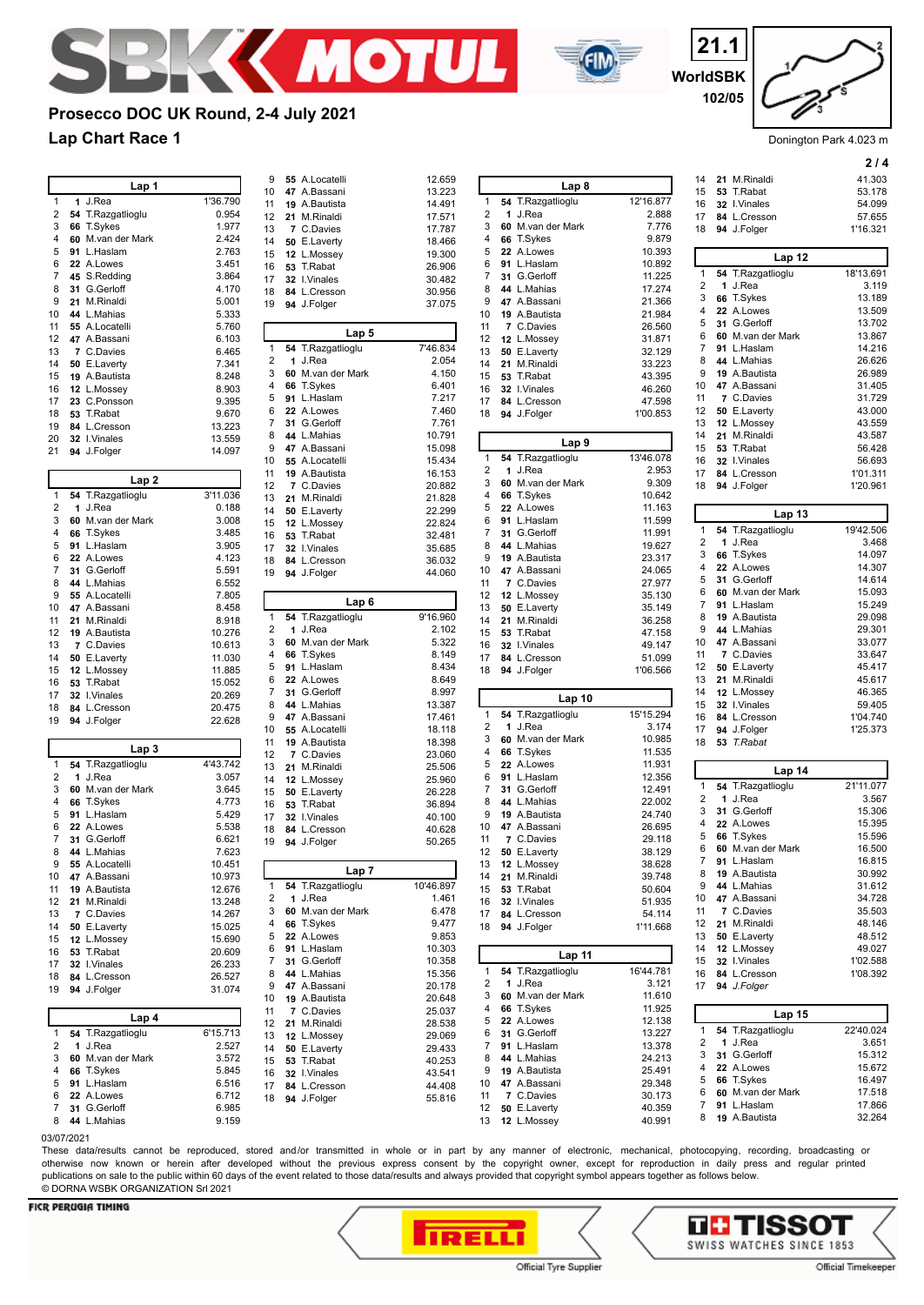# Prosecco DOC UK Round, 2-4 July 2021

## Lap Chart Race 1

21.1 WorldSBK 102/05

Donington Park 4.023 m

**Lap 1**

| Pos | No | Rider | Time |
|---|---|---|---|
| 1 | 1 | J.Rea | 1'36.790 |
| 2 | 54 | T.Razgatlioglu | 0.954 |
| 3 | 66 | T.Sykes | 1.977 |
| 4 | 60 | M.van der Mark | 2.424 |
| 5 | 91 | L.Haslam | 2.763 |
| 6 | 22 | A.Lowes | 3.451 |
| 7 | 45 | S.Redding | 3.864 |
| 8 | 31 | G.Gerloff | 4.170 |
| 9 | 21 | M.Rinaldi | 5.001 |
| 10 | 44 | L.Mahias | 5.333 |
| 11 | 55 | A.Locatelli | 5.760 |
| 12 | 47 | A.Bassani | 6.103 |
| 13 | 7 | C.Davies | 6.465 |
| 14 | 50 | E.Laverty | 7.341 |
| 15 | 19 | A.Bautista | 8.248 |
| 16 | 12 | L.Mossey | 8.903 |
| 17 | 23 | C.Ponsson | 9.395 |
| 18 | 53 | T.Rabat | 9.670 |
| 19 | 84 | L.Cresson | 13.223 |
| 20 | 32 | I.Vinales | 13.559 |
| 21 | 94 | J.Folger | 14.097 |

**Lap 2**

| Pos | No | Rider | Time |
|---|---|---|---|
| 1 | 54 | T.Razgatlioglu | 3'11.036 |
| 2 | 1 | J.Rea | 0.188 |
| 3 | 60 | M.van der Mark | 3.008 |
| 4 | 66 | T.Sykes | 3.485 |
| 5 | 91 | L.Haslam | 3.905 |
| 6 | 22 | A.Lowes | 4.123 |
| 7 | 31 | G.Gerloff | 5.591 |
| 8 | 44 | L.Mahias | 6.552 |
| 9 | 55 | A.Locatelli | 7.805 |
| 10 | 47 | A.Bassani | 8.458 |
| 11 | 21 | M.Rinaldi | 8.918 |
| 12 | 19 | A.Bautista | 10.276 |
| 13 | 7 | C.Davies | 10.613 |
| 14 | 50 | E.Laverty | 11.030 |
| 15 | 12 | L.Mossey | 11.885 |
| 16 | 53 | T.Rabat | 15.052 |
| 17 | 32 | I.Vinales | 20.269 |
| 18 | 84 | L.Cresson | 20.475 |
| 19 | 94 | J.Folger | 22.628 |

**Lap 3**

| Pos | No | Rider | Time |
|---|---|---|---|
| 1 | 54 | T.Razgatlioglu | 4'43.742 |
| 2 | 1 | J.Rea | 3.057 |
| 3 | 60 | M.van der Mark | 3.645 |
| 4 | 66 | T.Sykes | 4.773 |
| 5 | 91 | L.Haslam | 5.429 |
| 6 | 22 | A.Lowes | 5.538 |
| 7 | 31 | G.Gerloff | 6.621 |
| 8 | 44 | L.Mahias | 7.623 |
| 9 | 55 | A.Locatelli | 10.451 |
| 10 | 47 | A.Bassani | 10.973 |
| 11 | 19 | A.Bautista | 12.676 |
| 12 | 21 | M.Rinaldi | 13.248 |
| 13 | 7 | C.Davies | 14.267 |
| 14 | 50 | E.Laverty | 15.025 |
| 15 | 12 | L.Mossey | 15.690 |
| 16 | 53 | T.Rabat | 20.609 |
| 17 | 32 | I.Vinales | 26.233 |
| 18 | 84 | L.Cresson | 26.527 |
| 19 | 94 | J.Folger | 31.074 |

**Lap 4**

| Pos | No | Rider | Time |
|---|---|---|---|
| 1 | 54 | T.Razgatlioglu | 6'15.713 |
| 2 | 1 | J.Rea | 2.527 |
| 3 | 60 | M.van der Mark | 3.572 |
| 4 | 66 | T.Sykes | 5.845 |
| 5 | 91 | L.Haslam | 6.516 |
| 6 | 22 | A.Lowes | 6.712 |
| 7 | 31 | G.Gerloff | 6.985 |
| 8 | 44 | L.Mahias | 9.159 |
| 9 | 55 | A.Locatelli | 12.659 |
| 10 | 47 | A.Bassani | 13.223 |
| 11 | 19 | A.Bautista | 14.491 |
| 12 | 21 | M.Rinaldi | 17.571 |
| 13 | 7 | C.Davies | 17.787 |
| 14 | 50 | E.Laverty | 18.466 |
| 15 | 12 | L.Mossey | 19.300 |
| 16 | 53 | T.Rabat | 26.906 |
| 17 | 32 | I.Vinales | 30.482 |
| 18 | 84 | L.Cresson | 30.956 |
| 19 | 94 | J.Folger | 37.075 |

**Lap 5**

| Pos | No | Rider | Time |
|---|---|---|---|
| 1 | 54 | T.Razgatlioglu | 7'46.834 |
| 2 | 1 | J.Rea | 2.054 |
| 3 | 60 | M.van der Mark | 4.150 |
| 4 | 66 | T.Sykes | 6.401 |
| 5 | 91 | L.Haslam | 7.217 |
| 6 | 22 | A.Lowes | 7.460 |
| 7 | 31 | G.Gerloff | 7.761 |
| 8 | 44 | L.Mahias | 10.791 |
| 9 | 47 | A.Bassani | 15.098 |
| 10 | 55 | A.Locatelli | 15.434 |
| 11 | 19 | A.Bautista | 16.153 |
| 12 | 7 | C.Davies | 20.882 |
| 13 | 21 | M.Rinaldi | 21.828 |
| 14 | 50 | E.Laverty | 22.299 |
| 15 | 12 | L.Mossey | 22.824 |
| 16 | 53 | T.Rabat | 32.481 |
| 17 | 32 | I.Vinales | 35.685 |
| 18 | 84 | L.Cresson | 36.032 |
| 19 | 94 | J.Folger | 44.060 |

**Lap 6**

| Pos | No | Rider | Time |
|---|---|---|---|
| 1 | 54 | T.Razgatlioglu | 9'16.960 |
| 2 | 1 | J.Rea | 2.102 |
| 3 | 60 | M.van der Mark | 5.322 |
| 4 | 66 | T.Sykes | 8.149 |
| 5 | 91 | L.Haslam | 8.434 |
| 6 | 22 | A.Lowes | 8.649 |
| 7 | 31 | G.Gerloff | 8.997 |
| 8 | 44 | L.Mahias | 13.387 |
| 9 | 47 | A.Bassani | 17.461 |
| 10 | 55 | A.Locatelli | 18.118 |
| 11 | 19 | A.Bautista | 18.398 |
| 12 | 7 | C.Davies | 23.060 |
| 13 | 21 | M.Rinaldi | 25.506 |
| 14 | 12 | L.Mossey | 25.960 |
| 15 | 50 | E.Laverty | 26.228 |
| 16 | 53 | T.Rabat | 38.894 |
| 17 | 32 | I.Vinales | 40.100 |
| 18 | 84 | L.Cresson | 40.628 |
| 19 | 94 | J.Folger | 50.265 |

**Lap 7**

| Pos | No | Rider | Time |
|---|---|---|---|
| 1 | 54 | T.Razgatlioglu | 10'46.897 |
| 2 | 1 | J.Rea | 1.461 |
| 3 | 60 | M.van der Mark | 6.478 |
| 4 | 66 | T.Sykes | 9.477 |
| 5 | 22 | A.Lowes | 9.853 |
| 6 | 91 | L.Haslam | 10.303 |
| 7 | 31 | G.Gerloff | 10.358 |
| 8 | 44 | L.Mahias | 15.356 |
| 9 | 47 | A.Bassani | 20.178 |
| 10 | 19 | A.Bautista | 20.648 |
| 11 | 7 | C.Davies | 25.037 |
| 12 | 21 | M.Rinaldi | 28.538 |
| 13 | 12 | L.Mossey | 29.069 |
| 14 | 50 | E.Laverty | 29.433 |
| 15 | 53 | T.Rabat | 40.253 |
| 16 | 32 | I.Vinales | 43.541 |
| 17 | 84 | L.Cresson | 44.408 |
| 18 | 94 | J.Folger | 55.816 |

**Lap 8**

| Pos | No | Rider | Time |
|---|---|---|---|
| 1 | 54 | T.Razgatlioglu | 12'16.877 |
| 2 | 1 | J.Rea | 2.888 |
| 3 | 60 | M.van der Mark | 7.776 |
| 4 | 66 | T.Sykes | 9.879 |
| 5 | 22 | A.Lowes | 10.393 |
| 6 | 91 | L.Haslam | 10.892 |
| 7 | 31 | G.Gerloff | 11.225 |
| 8 | 44 | L.Mahias | 17.274 |
| 9 | 47 | A.Bassani | 21.366 |
| 10 | 19 | A.Bautista | 21.984 |
| 11 | 7 | C.Davies | 26.560 |
| 12 | 12 | L.Mossey | 31.871 |
| 13 | 50 | E.Laverty | 32.129 |
| 14 | 21 | M.Rinaldi | 33.223 |
| 15 | 53 | T.Rabat | 43.395 |
| 16 | 32 | I.Vinales | 46.260 |
| 17 | 84 | L.Cresson | 47.598 |
| 18 | 94 | J.Folger | 1'00.853 |

**Lap 9**

| Pos | No | Rider | Time |
|---|---|---|---|
| 1 | 54 | T.Razgatlioglu | 13'46.078 |
| 2 | 1 | J.Rea | 2.953 |
| 3 | 60 | M.van der Mark | 9.309 |
| 4 | 66 | T.Sykes | 10.642 |
| 5 | 22 | A.Lowes | 11.163 |
| 6 | 91 | L.Haslam | 11.599 |
| 7 | 31 | G.Gerloff | 11.991 |
| 8 | 44 | L.Mahias | 19.627 |
| 9 | 19 | A.Bautista | 23.317 |
| 10 | 47 | A.Bassani | 24.065 |
| 11 | 7 | C.Davies | 27.977 |
| 12 | 12 | L.Mossey | 35.130 |
| 13 | 50 | E.Laverty | 35.149 |
| 14 | 21 | M.Rinaldi | 36.258 |
| 15 | 53 | T.Rabat | 47.158 |
| 16 | 32 | I.Vinales | 49.147 |
| 17 | 84 | L.Cresson | 51.099 |
| 18 | 94 | J.Folger | 1'06.566 |

**Lap 10**

| Pos | No | Rider | Time |
|---|---|---|---|
| 1 | 54 | T.Razgatlioglu | 15'15.294 |
| 2 | 1 | J.Rea | 3.174 |
| 3 | 60 | M.van der Mark | 10.985 |
| 4 | 66 | T.Sykes | 11.535 |
| 5 | 22 | A.Lowes | 11.931 |
| 6 | 91 | L.Haslam | 12.356 |
| 7 | 31 | G.Gerloff | 12.491 |
| 8 | 44 | L.Mahias | 22.002 |
| 9 | 19 | A.Bautista | 24.740 |
| 10 | 47 | A.Bassani | 26.695 |
| 11 | 7 | C.Davies | 29.118 |
| 12 | 50 | E.Laverty | 38.129 |
| 13 | 12 | L.Mossey | 38.628 |
| 14 | 21 | M.Rinaldi | 39.748 |
| 15 | 53 | T.Rabat | 50.604 |
| 16 | 32 | I.Vinales | 51.935 |
| 17 | 84 | L.Cresson | 54.114 |
| 18 | 94 | J.Folger | 1'11.668 |

**Lap 11**

| Pos | No | Rider | Time |
|---|---|---|---|
| 1 | 54 | T.Razgatlioglu | 16'44.781 |
| 2 | 1 | J.Rea | 3.121 |
| 3 | 60 | M.van der Mark | 11.610 |
| 4 | 66 | T.Sykes | 11.925 |
| 5 | 22 | A.Lowes | 12.138 |
| 6 | 31 | G.Gerloff | 13.227 |
| 7 | 91 | L.Haslam | 13.378 |
| 8 | 44 | L.Mahias | 24.213 |
| 9 | 19 | A.Bautista | 25.491 |
| 10 | 47 | A.Bassani | 29.348 |
| 11 | 7 | C.Davies | 30.173 |
| 12 | 50 | E.Laverty | 40.359 |
| 13 | 12 | L.Mossey | 40.991 |
| 14 | 21 | M.Rinaldi | 41.303 |
| 15 | 53 | T.Rabat | 53.178 |
| 16 | 32 | I.Vinales | 54.099 |
| 17 | 84 | L.Cresson | 57.655 |
| 18 | 94 | J.Folger | 1'16.321 |

**Lap 12**

| Pos | No | Rider | Time |
|---|---|---|---|
| 1 | 54 | T.Razgatlioglu | 18'13.691 |
| 2 | 1 | J.Rea | 3.119 |
| 3 | 66 | T.Sykes | 13.189 |
| 4 | 22 | A.Lowes | 13.509 |
| 5 | 31 | G.Gerloff | 13.702 |
| 6 | 60 | M.van der Mark | 13.867 |
| 7 | 91 | L.Haslam | 14.216 |
| 8 | 44 | L.Mahias | 26.626 |
| 9 | 19 | A.Bautista | 26.989 |
| 10 | 47 | A.Bassani | 31.405 |
| 11 | 7 | C.Davies | 31.729 |
| 12 | 50 | E.Laverty | 43.000 |
| 13 | 12 | L.Mossey | 43.559 |
| 14 | 21 | M.Rinaldi | 43.587 |
| 15 | 53 | T.Rabat | 56.428 |
| 16 | 32 | I.Vinales | 56.693 |
| 17 | 84 | L.Cresson | 1'01.311 |
| 18 | 94 | J.Folger | 1'20.961 |

**Lap 13**

| Pos | No | Rider | Time |
|---|---|---|---|
| 1 | 54 | T.Razgatlioglu | 19'42.506 |
| 2 | 1 | J.Rea | 3.468 |
| 3 | 66 | T.Sykes | 14.097 |
| 4 | 22 | A.Lowes | 14.307 |
| 5 | 31 | G.Gerloff | 14.614 |
| 6 | 60 | M.van der Mark | 15.093 |
| 7 | 91 | L.Haslam | 15.249 |
| 8 | 19 | A.Bautista | 29.098 |
| 9 | 44 | L.Mahias | 29.301 |
| 10 | 47 | A.Bassani | 33.077 |
| 11 | 7 | C.Davies | 33.647 |
| 12 | 50 | E.Laverty | 45.417 |
| 13 | 21 | M.Rinaldi | 45.617 |
| 14 | 12 | L.Mossey | 46.365 |
| 15 | 32 | I.Vinales | 59.405 |
| 16 | 84 | L.Cresson | 1'04.740 |
| 17 | 94 | J.Folger | 1'25.373 |
| 18 | 53 | *T.Rabat* | |

**Lap 14**

| Pos | No | Rider | Time |
|---|---|---|---|
| 1 | 54 | T.Razgatlioglu | 21'11.077 |
| 2 | 1 | J.Rea | 3.567 |
| 3 | 31 | G.Gerloff | 15.306 |
| 4 | 22 | A.Lowes | 15.395 |
| 5 | 66 | T.Sykes | 15.596 |
| 6 | 60 | M.van der Mark | 16.500 |
| 7 | 91 | L.Haslam | 16.815 |
| 8 | 19 | A.Bautista | 30.992 |
| 9 | 44 | L.Mahias | 31.612 |
| 10 | 47 | A.Bassani | 34.728 |
| 11 | 7 | C.Davies | 35.503 |
| 12 | 21 | M.Rinaldi | 48.146 |
| 13 | 50 | E.Laverty | 48.512 |
| 14 | 12 | L.Mossey | 49.027 |
| 15 | 32 | I.Vinales | 1'02.588 |
| 16 | 84 | L.Cresson | 1'08.392 |
| 17 | 94 | *J.Folger* | |

**Lap 15**

| Pos | No | Rider | Time |
|---|---|---|---|
| 1 | 54 | T.Razgatlioglu | 22'40.024 |
| 2 | 1 | J.Rea | 3.651 |
| 3 | 31 | G.Gerloff | 15.312 |
| 4 | 22 | A.Lowes | 15.672 |
| 5 | 66 | T.Sykes | 16.497 |
| 6 | 60 | M.van der Mark | 17.518 |
| 7 | 91 | L.Haslam | 17.866 |
| 8 | 19 | A.Bautista | 32.264 |

03/07/2021

These data/results cannot be reproduced, stored and/or transmitted in whole or in part by any manner of electronic, mechanical, photocopying, recording, broadcasting or otherwise now known or herein after developed without the previous express consent by the copyright owner, except for reproduction in daily press and regular printed publications on sale to the public within 60 days of the event related to those data/results and always provided that copyright symbol appears together as follows below.

© DORNA WSBK ORGANIZATION Srl 2021

FICR PERUGIA TIMING

Official Tyre Supplier — Official Timekeeper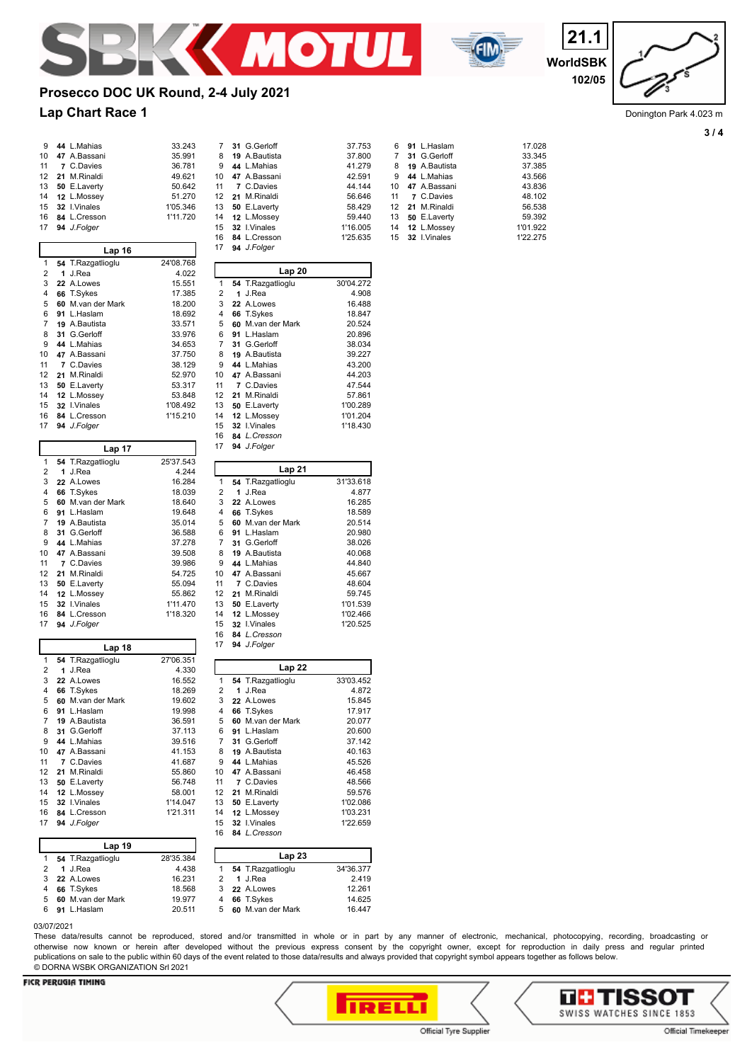# Prosecco DOC UK Round, 2-4 July 2021

## Lap Chart Race 1

21.1 WorldSBK 102/05

Donington Park 4.023 m

| Pos | No. | Rider | Gap |
|---|---|---|---|
| 9 | 44 | L.Mahias | 33.243 |
| 10 | 47 | A.Bassani | 35.991 |
| 11 | 7 | C.Davies | 36.781 |
| 12 | 21 | M.Rinaldi | 49.621 |
| 13 | 50 | E.Laverty | 50.642 |
| 14 | 12 | L.Mossey | 51.270 |
| 15 | 32 | I.Vinales | 1'05.346 |
| 16 | 84 | L.Cresson | 1'11.720 |
| 17 | 94 | *J.Folger* | |

### Lap 16

| Pos | No. | Rider | Time/Gap |
|---|---|---|---|
| 1 | 54 | T.Razgatlioglu | 24'08.768 |
| 2 | 1 | J.Rea | 4.022 |
| 3 | 22 | A.Lowes | 15.551 |
| 4 | 66 | T.Sykes | 17.385 |
| 5 | 60 | M.van der Mark | 18.200 |
| 6 | 91 | L.Haslam | 18.692 |
| 7 | 19 | A.Bautista | 33.571 |
| 8 | 31 | G.Gerloff | 33.976 |
| 9 | 44 | L.Mahias | 34.653 |
| 10 | 47 | A.Bassani | 37.750 |
| 11 | 7 | C.Davies | 38.129 |
| 12 | 21 | M.Rinaldi | 52.970 |
| 13 | 50 | E.Laverty | 53.317 |
| 14 | 12 | L.Mossey | 53.848 |
| 15 | 32 | I.Vinales | 1'08.492 |
| 16 | 84 | L.Cresson | 1'15.210 |
| 17 | 94 | *J.Folger* | |

### Lap 17

| Pos | No. | Rider | Time/Gap |
|---|---|---|---|
| 1 | 54 | T.Razgatlioglu | 25'37.543 |
| 2 | 1 | J.Rea | 4.244 |
| 3 | 22 | A.Lowes | 16.284 |
| 4 | 66 | T.Sykes | 18.039 |
| 5 | 60 | M.van der Mark | 18.640 |
| 6 | 91 | L.Haslam | 19.648 |
| 7 | 19 | A.Bautista | 35.014 |
| 8 | 31 | G.Gerloff | 36.588 |
| 9 | 44 | L.Mahias | 37.278 |
| 10 | 47 | A.Bassani | 39.508 |
| 11 | 7 | C.Davies | 39.986 |
| 12 | 21 | M.Rinaldi | 54.725 |
| 13 | 50 | E.Laverty | 55.094 |
| 14 | 12 | L.Mossey | 55.862 |
| 15 | 32 | I.Vinales | 1'11.470 |
| 16 | 84 | L.Cresson | 1'18.320 |
| 17 | 94 | *J.Folger* | |

### Lap 18

| Pos | No. | Rider | Time/Gap |
|---|---|---|---|
| 1 | 54 | T.Razgatlioglu | 27'06.351 |
| 2 | 1 | J.Rea | 4.330 |
| 3 | 22 | A.Lowes | 16.552 |
| 4 | 66 | T.Sykes | 18.269 |
| 5 | 60 | M.van der Mark | 19.602 |
| 6 | 91 | L.Haslam | 19.998 |
| 7 | 19 | A.Bautista | 36.591 |
| 8 | 31 | G.Gerloff | 37.113 |
| 9 | 44 | L.Mahias | 39.516 |
| 10 | 47 | A.Bassani | 41.153 |
| 11 | 7 | C.Davies | 41.687 |
| 12 | 21 | M.Rinaldi | 55.860 |
| 13 | 50 | E.Laverty | 56.748 |
| 14 | 12 | L.Mossey | 58.001 |
| 15 | 32 | I.Vinales | 1'14.047 |
| 16 | 84 | L.Cresson | 1'21.311 |
| 17 | 94 | *J.Folger* | |

### Lap 19

| Pos | No. | Rider | Time/Gap |
|---|---|---|---|
| 1 | 54 | T.Razgatlioglu | 28'35.384 |
| 2 | 1 | J.Rea | 4.438 |
| 3 | 22 | A.Lowes | 16.231 |
| 4 | 66 | T.Sykes | 18.568 |
| 5 | 60 | M.van der Mark | 19.977 |
| 6 | 91 | L.Haslam | 20.511 |
| 7 | 31 | G.Gerloff | 37.753 |
| 8 | 19 | A.Bautista | 37.800 |
| 9 | 44 | L.Mahias | 41.279 |
| 10 | 47 | A.Bassani | 42.591 |
| 11 | 7 | C.Davies | 44.144 |
| 12 | 21 | M.Rinaldi | 56.646 |
| 13 | 50 | E.Laverty | 58.429 |
| 14 | 12 | L.Mossey | 59.440 |
| 15 | 32 | I.Vinales | 1'16.005 |
| 16 | 84 | L.Cresson | 1'25.635 |
| 17 | 94 | *J.Folger* | |

### Lap 20

| Pos | No. | Rider | Time/Gap |
|---|---|---|---|
| 1 | 54 | T.Razgatlioglu | 30'04.272 |
| 2 | 1 | J.Rea | 4.908 |
| 3 | 22 | A.Lowes | 16.488 |
| 4 | 66 | T.Sykes | 18.847 |
| 5 | 60 | M.van der Mark | 20.524 |
| 6 | 91 | L.Haslam | 20.896 |
| 7 | 31 | G.Gerloff | 38.034 |
| 8 | 19 | A.Bautista | 39.227 |
| 9 | 44 | L.Mahias | 43.200 |
| 10 | 47 | A.Bassani | 44.203 |
| 11 | 7 | C.Davies | 47.544 |
| 12 | 21 | M.Rinaldi | 57.861 |
| 13 | 50 | E.Laverty | 1'00.289 |
| 14 | 12 | L.Mossey | 1'01.204 |
| 15 | 32 | I.Vinales | 1'18.430 |
| 16 | 84 | *L.Cresson* | |
| 17 | 94 | *J.Folger* | |

### Lap 21

| Pos | No. | Rider | Time/Gap |
|---|---|---|---|
| 1 | 54 | T.Razgatlioglu | 31'33.618 |
| 2 | 1 | J.Rea | 4.877 |
| 3 | 22 | A.Lowes | 16.285 |
| 4 | 66 | T.Sykes | 18.589 |
| 5 | 60 | M.van der Mark | 20.514 |
| 6 | 91 | L.Haslam | 20.980 |
| 7 | 31 | G.Gerloff | 38.026 |
| 8 | 19 | A.Bautista | 40.068 |
| 9 | 44 | L.Mahias | 44.840 |
| 10 | 47 | A.Bassani | 45.667 |
| 11 | 7 | C.Davies | 48.604 |
| 12 | 21 | M.Rinaldi | 59.745 |
| 13 | 50 | E.Laverty | 1'01.539 |
| 14 | 12 | L.Mossey | 1'02.466 |
| 15 | 32 | I.Vinales | 1'20.525 |
| 16 | 84 | *L.Cresson* | |
| 17 | 94 | *J.Folger* | |

### Lap 22

| Pos | No. | Rider | Time/Gap |
|---|---|---|---|
| 1 | 54 | T.Razgatlioglu | 33'03.452 |
| 2 | 1 | J.Rea | 4.872 |
| 3 | 22 | A.Lowes | 15.845 |
| 4 | 66 | T.Sykes | 17.917 |
| 5 | 60 | M.van der Mark | 20.077 |
| 6 | 91 | L.Haslam | 20.600 |
| 7 | 31 | G.Gerloff | 37.142 |
| 8 | 19 | A.Bautista | 40.163 |
| 9 | 44 | L.Mahias | 45.526 |
| 10 | 47 | A.Bassani | 46.458 |
| 11 | 7 | C.Davies | 48.566 |
| 12 | 21 | M.Rinaldi | 59.576 |
| 13 | 50 | E.Laverty | 1'02.086 |
| 14 | 12 | L.Mossey | 1'03.231 |
| 15 | 32 | I.Vinales | 1'22.659 |
| 16 | 84 | *L.Cresson* | |

### Lap 23

| Pos | No. | Rider | Time/Gap |
|---|---|---|---|
| 1 | 54 | T.Razgatlioglu | 34'36.377 |
| 2 | 1 | J.Rea | 2.419 |
| 3 | 22 | A.Lowes | 12.261 |
| 4 | 66 | T.Sykes | 14.625 |
| 5 | 60 | M.van der Mark | 16.447 |
| 6 | 91 | L.Haslam | 17.028 |
| 7 | 31 | G.Gerloff | 33.345 |
| 8 | 19 | A.Bautista | 37.385 |
| 9 | 44 | L.Mahias | 43.566 |
| 10 | 47 | A.Bassani | 43.836 |
| 11 | 7 | C.Davies | 48.102 |
| 12 | 21 | M.Rinaldi | 56.538 |
| 13 | 50 | E.Laverty | 59.392 |
| 14 | 12 | L.Mossey | 1'01.922 |
| 15 | 32 | I.Vinales | 1'22.275 |

03/07/2021

These data/results cannot be reproduced, stored and/or transmitted in whole or in part by any manner of electronic, mechanical, photocopying, recording, broadcasting or otherwise now known or herein after developed without the previous express consent by the copyright owner, except for reproduction in daily press and regular printed publications on sale to the public within 60 days of the event related to those data/results and always provided that copyright symbol appears together as follows below.

© DORNA WSBK ORGANIZATION Srl 2021

FICR PERUGIA TIMING — Official Tyre Supplier — Official Timekeeper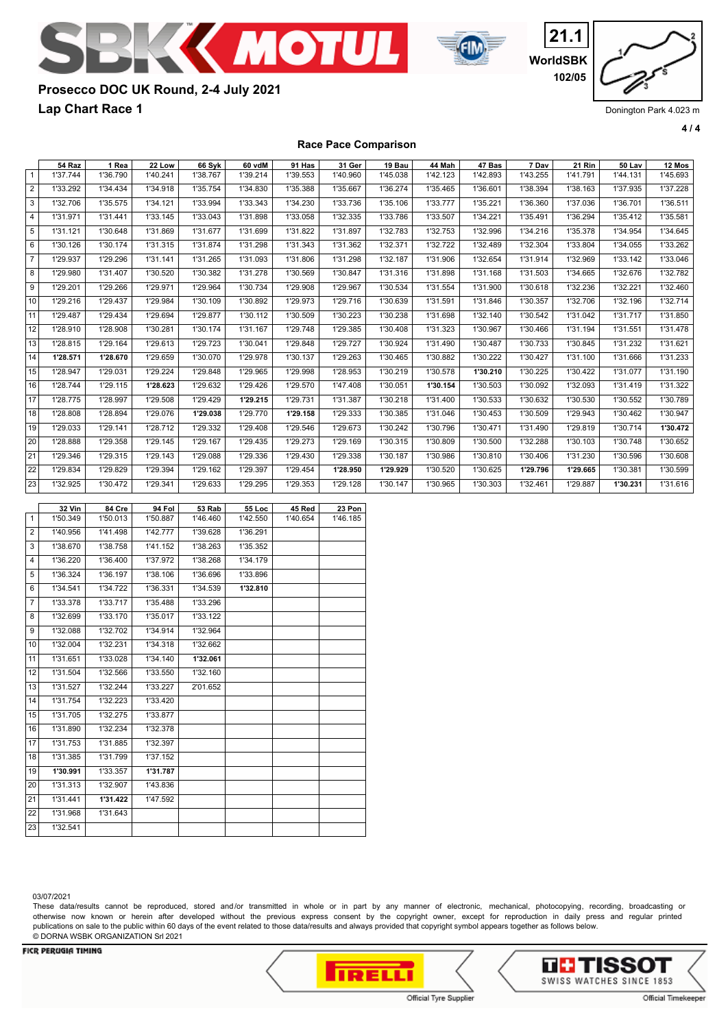# Prosecco DOC UK Round, 2-4 July 2021

## Lap Chart Race 1

21.1 WorldSBK 102/05

Donington Park 4.023 m

### Race Pace Comparison

| | 54 Raz | 1 Rea | 22 Low | 66 Syk | 60 vdM | 91 Has | 31 Ger | 19 Bau | 44 Mah | 47 Bas | 7 Dav | 21 Rin | 50 Lav | 12 Mos |
|---|---|---|---|---|---|---|---|---|---|---|---|---|---|---|
| 1 | 1'37.744 | 1'36.790 | 1'40.241 | 1'38.767 | 1'39.214 | 1'39.553 | 1'40.960 | 1'45.038 | 1'42.123 | 1'42.893 | 1'43.255 | 1'41.791 | 1'44.131 | 1'45.693 |
| 2 | 1'33.292 | 1'34.434 | 1'34.918 | 1'35.754 | 1'34.830 | 1'35.388 | 1'35.667 | 1'36.274 | 1'35.465 | 1'36.601 | 1'38.394 | 1'38.163 | 1'37.935 | 1'37.228 |
| 3 | 1'32.706 | 1'35.575 | 1'34.121 | 1'33.994 | 1'33.343 | 1'34.230 | 1'33.736 | 1'35.106 | 1'33.777 | 1'35.221 | 1'36.360 | 1'37.036 | 1'36.701 | 1'36.511 |
| 4 | 1'31.971 | 1'31.441 | 1'33.145 | 1'33.043 | 1'31.898 | 1'33.058 | 1'32.335 | 1'33.786 | 1'33.507 | 1'34.221 | 1'35.491 | 1'36.294 | 1'35.412 | 1'35.581 |
| 5 | 1'31.121 | 1'30.648 | 1'31.869 | 1'31.677 | 1'31.699 | 1'31.822 | 1'31.897 | 1'32.783 | 1'32.753 | 1'32.996 | 1'34.216 | 1'35.378 | 1'34.954 | 1'34.645 |
| 6 | 1'30.126 | 1'30.174 | 1'31.315 | 1'31.874 | 1'31.298 | 1'31.343 | 1'31.362 | 1'32.371 | 1'32.722 | 1'32.489 | 1'32.304 | 1'33.804 | 1'34.055 | 1'33.262 |
| 7 | 1'29.937 | 1'29.296 | 1'31.141 | 1'31.265 | 1'31.093 | 1'31.806 | 1'31.298 | 1'32.187 | 1'31.906 | 1'32.654 | 1'31.914 | 1'32.969 | 1'33.142 | 1'33.046 |
| 8 | 1'29.980 | 1'31.407 | 1'30.520 | 1'30.382 | 1'31.278 | 1'30.569 | 1'30.847 | 1'31.316 | 1'31.898 | 1'31.168 | 1'31.503 | 1'34.665 | 1'32.676 | 1'32.782 |
| 9 | 1'29.201 | 1'29.266 | 1'29.971 | 1'29.964 | 1'30.734 | 1'29.908 | 1'29.967 | 1'30.534 | 1'31.554 | 1'31.900 | 1'30.618 | 1'32.236 | 1'32.221 | 1'32.460 |
| 10 | 1'29.216 | 1'29.437 | 1'29.984 | 1'30.109 | 1'30.892 | 1'29.973 | 1'29.716 | 1'30.639 | 1'31.591 | 1'31.846 | 1'30.357 | 1'32.706 | 1'32.196 | 1'32.714 |
| 11 | 1'29.487 | 1'29.434 | 1'29.694 | 1'29.877 | 1'30.112 | 1'30.509 | 1'30.223 | 1'30.238 | 1'31.698 | 1'32.140 | 1'30.542 | 1'31.042 | 1'31.717 | 1'31.850 |
| 12 | 1'28.910 | 1'28.908 | 1'30.281 | 1'30.174 | 1'31.167 | 1'29.748 | 1'29.385 | 1'30.408 | 1'31.323 | 1'30.967 | 1'30.466 | 1'31.194 | 1'31.551 | 1'31.478 |
| 13 | 1'28.815 | 1'29.164 | 1'29.613 | 1'29.723 | 1'30.041 | 1'29.848 | 1'29.727 | 1'30.924 | 1'31.490 | 1'30.487 | 1'30.733 | 1'30.845 | 1'31.232 | 1'31.621 |
| 14 | **1'28.571** | **1'28.670** | 1'29.659 | 1'30.070 | 1'29.978 | 1'30.137 | 1'29.263 | 1'30.465 | 1'30.882 | 1'30.222 | 1'30.427 | 1'31.100 | 1'31.666 | 1'31.233 |
| 15 | 1'28.947 | 1'29.031 | 1'29.224 | 1'29.848 | 1'29.965 | 1'29.998 | 1'28.953 | 1'30.219 | 1'30.578 | **1'30.210** | 1'30.225 | 1'30.422 | 1'31.077 | 1'31.190 |
| 16 | 1'28.744 | 1'29.115 | **1'28.623** | 1'29.632 | 1'29.426 | 1'29.570 | 1'47.408 | 1'30.051 | **1'30.154** | 1'30.503 | 1'30.092 | 1'32.093 | 1'31.419 | 1'31.322 |
| 17 | 1'28.775 | 1'28.997 | 1'29.508 | 1'29.429 | **1'29.215** | 1'29.731 | 1'31.387 | 1'30.218 | 1'31.400 | 1'30.533 | 1'30.632 | 1'30.530 | 1'30.552 | 1'30.789 |
| 18 | 1'28.808 | 1'28.894 | 1'29.076 | **1'29.038** | 1'29.770 | **1'29.158** | 1'29.333 | 1'30.385 | 1'31.046 | 1'30.453 | 1'30.509 | 1'29.943 | 1'30.462 | 1'30.947 |
| 19 | 1'29.033 | 1'29.141 | 1'28.712 | 1'29.332 | 1'29.408 | 1'29.546 | 1'29.673 | 1'30.242 | 1'30.796 | 1'30.471 | 1'31.490 | 1'29.819 | 1'30.714 | **1'30.472** |
| 20 | 1'28.888 | 1'29.358 | 1'29.145 | 1'29.167 | 1'29.435 | 1'29.273 | 1'29.169 | 1'30.315 | 1'30.809 | 1'30.500 | 1'32.288 | 1'30.103 | 1'30.748 | 1'30.652 |
| 21 | 1'29.346 | 1'29.315 | 1'29.143 | 1'29.088 | 1'29.336 | 1'29.430 | 1'29.338 | 1'30.187 | 1'30.986 | 1'30.810 | 1'30.406 | 1'31.230 | 1'30.596 | 1'30.608 |
| 22 | 1'29.834 | 1'29.829 | 1'29.394 | 1'29.162 | 1'29.397 | 1'29.454 | **1'28.950** | **1'29.929** | 1'30.520 | 1'30.625 | **1'29.796** | **1'29.665** | 1'30.381 | 1'30.599 |
| 23 | 1'32.925 | 1'30.472 | 1'29.341 | 1'29.633 | 1'29.295 | 1'29.353 | 1'29.128 | 1'30.147 | 1'30.965 | 1'30.303 | 1'32.461 | 1'29.887 | **1'30.231** | 1'31.616 |

| | 32 Vin | 84 Cre | 94 Fol | 53 Rab | 55 Loc | 45 Red | 23 Pon |
|---|---|---|---|---|---|---|---|
| 1 | 1'50.349 | 1'50.013 | 1'50.887 | 1'46.460 | 1'42.550 | 1'40.654 | 1'46.185 |
| 2 | 1'40.956 | 1'41.498 | 1'42.777 | 1'39.628 | 1'36.291 | | |
| 3 | 1'38.670 | 1'38.758 | 1'41.152 | 1'38.263 | 1'35.352 | | |
| 4 | 1'36.220 | 1'36.400 | 1'37.972 | 1'38.268 | 1'34.179 | | |
| 5 | 1'36.324 | 1'36.197 | 1'38.106 | 1'36.696 | 1'33.896 | | |
| 6 | 1'34.541 | 1'34.722 | 1'36.331 | 1'34.539 | **1'32.810** | | |
| 7 | 1'33.378 | 1'33.717 | 1'35.488 | 1'33.296 | | | |
| 8 | 1'32.699 | 1'33.170 | 1'35.017 | 1'33.122 | | | |
| 9 | 1'32.088 | 1'32.702 | 1'34.914 | 1'32.964 | | | |
| 10 | 1'32.004 | 1'32.231 | 1'34.318 | 1'32.662 | | | |
| 11 | 1'31.651 | 1'33.028 | 1'34.140 | **1'32.061** | | | |
| 12 | 1'31.504 | 1'32.566 | 1'33.550 | 1'32.160 | | | |
| 13 | 1'31.527 | 1'32.244 | 1'33.227 | 2'01.652 | | | |
| 14 | 1'31.754 | 1'32.223 | 1'33.420 | | | | |
| 15 | 1'31.705 | 1'32.275 | 1'33.877 | | | | |
| 16 | 1'31.890 | 1'32.234 | 1'32.378 | | | | |
| 17 | 1'31.753 | 1'31.885 | 1'32.397 | | | | |
| 18 | 1'31.385 | 1'31.799 | 1'37.152 | | | | |
| 19 | **1'30.991** | 1'33.357 | **1'31.787** | | | | |
| 20 | 1'31.313 | 1'32.907 | 1'43.836 | | | | |
| 21 | 1'31.441 | **1'31.422** | 1'47.592 | | | | |
| 22 | 1'31.968 | 1'31.643 | | | | | |
| 23 | 1'32.541 | | | | | | |

03/07/2021

These data/results cannot be reproduced, stored and/or transmitted in whole or in part by any manner of electronic, mechanical, photocopying, recording, broadcasting or otherwise now known or herein after developed without the previous express consent by the copyright owner, except for reproduction in daily press and regular printed publications on sale to the public within 60 days of the event related to those data/results and always provided that copyright symbol appears together as follows below.
© DORNA WSBK ORGANIZATION Srl 2021

FICR PERUGIA TIMING

Official Tyre Supplier — Official Timekeeper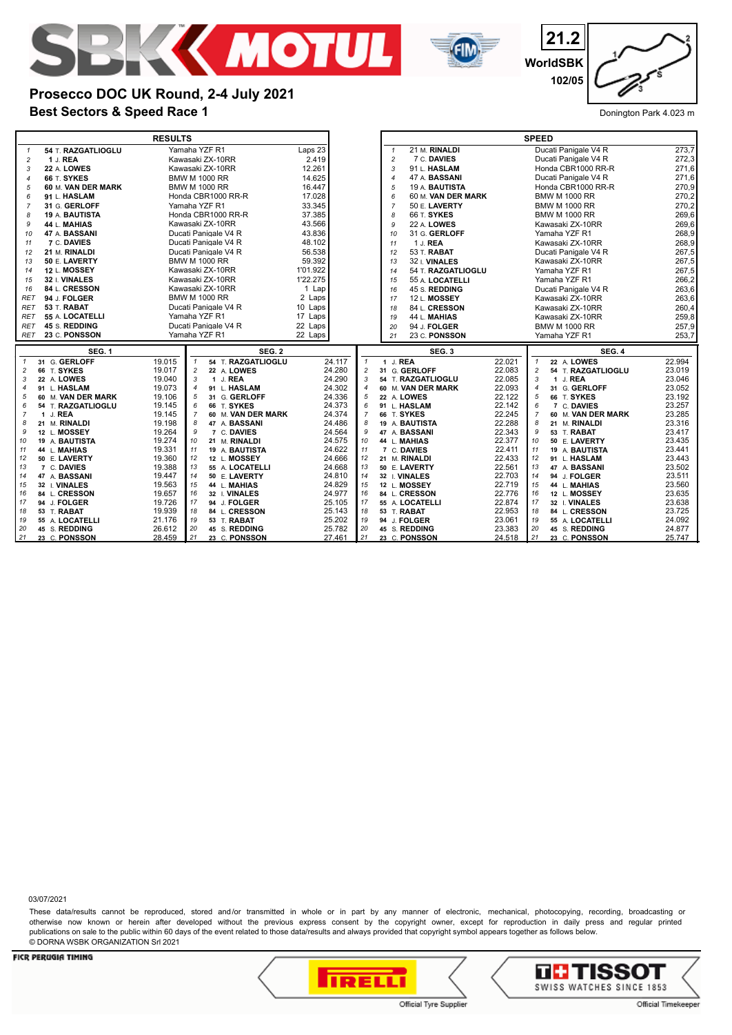# Prosecco DOC UK Round, 2-4 July 2021

## Best Sectors & Speed Race 1

21.2
WorldSBK
102/05

Donington Park 4.023 m

| RESULTS | | | |
|---|---|---|---|
| 1 | 54 T. RAZGATLIOGLU | Yamaha YZF R1 | Laps 23 |
| 2 | 1 J. REA | Kawasaki ZX-10RR | 2.419 |
| 3 | 22 A. LOWES | Kawasaki ZX-10RR | 12.261 |
| 4 | 66 T. SYKES | BMW M 1000 RR | 14.625 |
| 5 | 60 M. VAN DER MARK | BMW M 1000 RR | 16.447 |
| 6 | 91 L. HASLAM | Honda CBR1000 RR-R | 17.028 |
| 7 | 31 G. GERLOFF | Yamaha YZF R1 | 33.345 |
| 8 | 19 A. BAUTISTA | Honda CBR1000 RR-R | 37.385 |
| 9 | 44 L. MAHIAS | Kawasaki ZX-10RR | 43.566 |
| 10 | 47 A. BASSANI | Ducati Panigale V4 R | 43.836 |
| 11 | 7 C. DAVIES | Ducati Panigale V4 R | 48.102 |
| 12 | 21 M. RINALDI | Ducati Panigale V4 R | 56.538 |
| 13 | 50 E. LAVERTY | BMW M 1000 RR | 59.392 |
| 14 | 12 L. MOSSEY | Kawasaki ZX-10RR | 1'01.922 |
| 15 | 32 I. VINALES | Kawasaki ZX-10RR | 1'22.275 |
| 16 | 84 L. CRESSON | Kawasaki ZX-10RR | 1 Lap |
| RET | 94 J. FOLGER | BMW M 1000 RR | 2 Laps |
| RET | 53 T. RABAT | Ducati Panigale V4 R | 10 Laps |
| RET | 55 A. LOCATELLI | Yamaha YZF R1 | 17 Laps |
| RET | 45 S. REDDING | Ducati Panigale V4 R | 22 Laps |
| RET | 23 C. PONSSON | Yamaha YZF R1 | 22 Laps |

| SPEED | | | |
|---|---|---|---|
| 1 | 21 M. RINALDI | Ducati Panigale V4 R | 273,7 |
| 2 | 7 C. DAVIES | Ducati Panigale V4 R | 272,3 |
| 3 | 91 L. HASLAM | Honda CBR1000 RR-R | 271,6 |
| 4 | 47 A. BASSANI | Ducati Panigale V4 R | 271,6 |
| 5 | 19 A. BAUTISTA | Honda CBR1000 RR-R | 270,9 |
| 6 | 60 M. VAN DER MARK | BMW M 1000 RR | 270,2 |
| 7 | 50 E. LAVERTY | BMW M 1000 RR | 270,2 |
| 8 | 66 T. SYKES | BMW M 1000 RR | 269,6 |
| 9 | 22 A. LOWES | Kawasaki ZX-10RR | 269,6 |
| 10 | 31 G. GERLOFF | Yamaha YZF R1 | 268,9 |
| 11 | 1 J. REA | Kawasaki ZX-10RR | 268,9 |
| 12 | 53 T. RABAT | Ducati Panigale V4 R | 267,5 |
| 13 | 32 I. VINALES | Kawasaki ZX-10RR | 267,5 |
| 14 | 54 T. RAZGATLIOGLU | Yamaha YZF R1 | 267,5 |
| 15 | 55 A. LOCATELLI | Yamaha YZF R1 | 266,2 |
| 16 | 45 S. REDDING | Ducati Panigale V4 R | 263,6 |
| 17 | 12 L. MOSSEY | Kawasaki ZX-10RR | 263,6 |
| 18 | 84 L. CRESSON | Kawasaki ZX-10RR | 260,4 |
| 19 | 44 L. MAHIAS | Kawasaki ZX-10RR | 259,8 |
| 20 | 94 J. FOLGER | BMW M 1000 RR | 257,9 |
| 21 | 23 C. PONSSON | Yamaha YZF R1 | 253,7 |

| SEG. 1 | | | SEG. 2 | | | SEG. 3 | | | SEG. 4 | | |
|---|---|---|---|---|---|---|---|---|---|---|---|
| 1 | 31 G. GERLOFF | 19.015 | 1 | 54 T. RAZGATLIOGLU | 24.117 | 1 | 1 J. REA | 22.021 | 1 | 22 A. LOWES | 22.994 |
| 2 | 66 T. SYKES | 19.017 | 2 | 22 A. LOWES | 24.280 | 2 | 31 G. GERLOFF | 22.083 | 2 | 54 T. RAZGATLIOGLU | 23.019 |
| 3 | 22 A. LOWES | 19.040 | 3 | 1 J. REA | 24.290 | 3 | 54 T. RAZGATLIOGLU | 22.085 | 3 | 1 J. REA | 23.046 |
| 4 | 91 L. HASLAM | 19.073 | 4 | 91 L. HASLAM | 24.302 | 4 | 60 M. VAN DER MARK | 22.093 | 4 | 31 G. GERLOFF | 23.052 |
| 5 | 60 M. VAN DER MARK | 19.106 | 5 | 31 G. GERLOFF | 24.336 | 5 | 22 A. LOWES | 22.122 | 5 | 66 T. SYKES | 23.192 |
| 6 | 54 T. RAZGATLIOGLU | 19.145 | 6 | 66 T. SYKES | 24.373 | 6 | 91 L. HASLAM | 22.142 | 6 | 7 C. DAVIES | 23.257 |
| 7 | 1 J. REA | 19.145 | 7 | 60 M. VAN DER MARK | 24.374 | 7 | 66 T. SYKES | 22.245 | 7 | 60 M. VAN DER MARK | 23.285 |
| 8 | 21 M. RINALDI | 19.198 | 8 | 47 A. BASSANI | 24.486 | 8 | 19 A. BAUTISTA | 22.288 | 8 | 21 M. RINALDI | 23.316 |
| 9 | 12 L. MOSSEY | 19.264 | 9 | 7 C. DAVIES | 24.564 | 9 | 47 A. BASSANI | 22.343 | 9 | 53 T. RABAT | 23.417 |
| 10 | 19 A. BAUTISTA | 19.274 | 10 | 21 M. RINALDI | 24.575 | 10 | 44 L. MAHIAS | 22.377 | 10 | 50 E. LAVERTY | 23.435 |
| 11 | 44 L. MAHIAS | 19.331 | 11 | 19 A. BAUTISTA | 24.622 | 11 | 7 C. DAVIES | 22.411 | 11 | 19 A. BAUTISTA | 23.441 |
| 12 | 50 E. LAVERTY | 19.360 | 12 | 12 L. MOSSEY | 24.666 | 12 | 21 M. RINALDI | 22.433 | 12 | 91 L. HASLAM | 23.443 |
| 13 | 7 C. DAVIES | 19.388 | 13 | 55 A. LOCATELLI | 24.668 | 13 | 50 E. LAVERTY | 22.561 | 13 | 47 A. BASSANI | 23.502 |
| 14 | 47 A. BASSANI | 19.447 | 14 | 50 E. LAVERTY | 24.810 | 14 | 32 I. VINALES | 22.703 | 14 | 94 J. FOLGER | 23.511 |
| 15 | 32 I. VINALES | 19.563 | 15 | 44 L. MAHIAS | 24.829 | 15 | 12 L. MOSSEY | 22.719 | 15 | 44 L. MAHIAS | 23.560 |
| 16 | 84 L. CRESSON | 19.657 | 16 | 32 I. VINALES | 24.977 | 16 | 84 L. CRESSON | 22.776 | 16 | 12 L. MOSSEY | 23.635 |
| 17 | 94 J. FOLGER | 19.726 | 17 | 94 J. FOLGER | 25.105 | 17 | 55 A. LOCATELLI | 22.874 | 17 | 32 I. VINALES | 23.638 |
| 18 | 53 T. RABAT | 19.939 | 18 | 84 L. CRESSON | 25.143 | 18 | 53 T. RABAT | 22.953 | 18 | 84 L. CRESSON | 23.725 |
| 19 | 55 A. LOCATELLI | 21.176 | 19 | 53 T. RABAT | 25.202 | 19 | 94 J. FOLGER | 23.061 | 19 | 55 A. LOCATELLI | 24.092 |
| 20 | 45 S. REDDING | 26.612 | 20 | 45 S. REDDING | 25.782 | 20 | 45 S. REDDING | 23.383 | 20 | 45 S. REDDING | 24.877 |
| 21 | 23 C. PONSSON | 28.459 | 21 | 23 C. PONSSON | 27.461 | 21 | 23 C. PONSSON | 24.518 | 21 | 23 C. PONSSON | 25.747 |

03/07/2021

These data/results cannot be reproduced, stored and/or transmitted in whole or in part by any manner of electronic, mechanical, photocopying, recording, broadcasting or otherwise now known or herein after developed without the previous express consent by the copyright owner, except for reproduction in daily press and regular printed publications on sale to the public within 60 days of the event related to those data/results and always provided that copyright symbol appears together as follows below.
© DORNA WSBK ORGANIZATION Srl 2021

FICR PERUGIA TIMING — Official Tyre Supplier — Official Timekeeper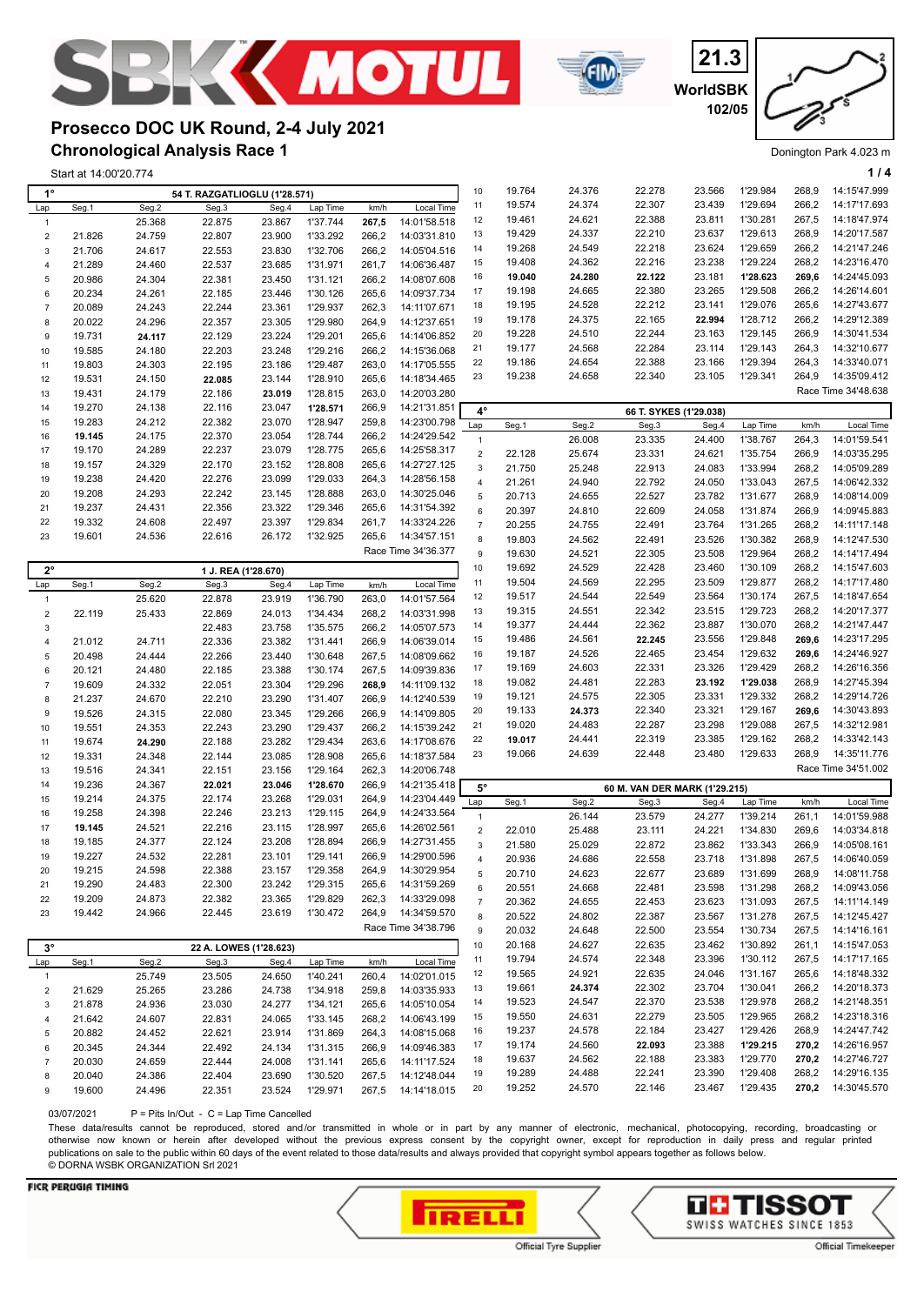# Prosecco DOC UK Round, 2-4 July 2021

## Chronological Analysis Race 1

21.3 WorldSBK 102/05

Donington Park 4.023 m

Start at 14:00'20.774

### 1° — 54 T. RAZGATLIOGLU (1'28.571)

| Lap | Seg.1 | Seg.2 | Seg.3 | Seg.4 | Lap Time | km/h | Local Time |
|---|---|---|---|---|---|---|---|
| 1 | | 25.368 | 22.875 | 23.867 | 1'37.744 | **267,5** | 14:01'58.518 |
| 2 | 21.826 | 24.759 | 22.807 | 23.900 | 1'33.292 | 266,2 | 14:03'31.810 |
| 3 | 21.706 | 24.617 | 22.553 | 23.830 | 1'32.706 | 266,2 | 14:05'04.516 |
| 4 | 21.289 | 24.460 | 22.537 | 23.685 | 1'31.971 | 261,7 | 14:06'36.487 |
| 5 | 20.986 | 24.304 | 22.381 | 23.450 | 1'31.121 | 266,2 | 14:08'07.608 |
| 6 | 20.234 | 24.261 | 22.185 | 23.446 | 1'30.126 | 265,6 | 14:09'37.734 |
| 7 | 20.089 | 24.243 | 22.244 | 23.361 | 1'29.937 | 262,3 | 14:11'07.671 |
| 8 | 20.022 | 24.296 | 22.357 | 23.305 | 1'29.980 | 264,9 | 14:12'37.651 |
| 9 | 19.731 | **24.117** | 22.129 | 23.224 | 1'29.201 | 265,6 | 14:14'06.852 |
| 10 | 19.585 | 24.180 | 22.203 | 23.248 | 1'29.216 | 266,2 | 14:15'36.068 |
| 11 | 19.803 | 24.303 | 22.195 | 23.186 | 1'29.487 | 263,0 | 14:17'05.555 |
| 12 | 19.531 | 24.150 | **22.085** | 23.144 | 1'28.910 | 265,6 | 14:18'34.465 |
| 13 | 19.431 | 24.179 | 22.186 | **23.019** | 1'28.815 | 263,0 | 14:20'03.280 |
| 14 | 19.270 | 24.138 | 22.116 | 23.047 | **1'28.571** | 266,9 | 14:21'31.851 |
| 15 | 19.283 | 24.212 | 22.382 | 23.070 | 1'28.947 | 259,8 | 14:23'00.798 |
| 16 | **19.145** | 24.175 | 22.370 | 23.054 | 1'28.744 | 266,2 | 14:24'29.542 |
| 17 | 19.170 | 24.289 | 22.237 | 23.079 | 1'28.775 | 265,6 | 14:25'58.317 |
| 18 | 19.157 | 24.329 | 22.170 | 23.152 | 1'28.808 | 265,6 | 14:27'27.125 |
| 19 | 19.238 | 24.420 | 22.276 | 23.099 | 1'29.033 | 264,3 | 14:28'56.158 |
| 20 | 19.208 | 24.293 | 22.242 | 23.145 | 1'28.888 | 263,0 | 14:30'25.046 |
| 21 | 19.237 | 24.431 | 22.356 | 23.322 | 1'29.346 | 265,6 | 14:31'54.392 |
| 22 | 19.332 | 24.608 | 22.497 | 23.397 | 1'29.834 | 261,7 | 14:33'24.226 |
| 23 | 19.601 | 24.536 | 22.616 | 26.172 | 1'32.925 | 265,6 | 14:34'57.151 |

Race Time 34'36.377

### 2° — 1 J. REA (1'28.670)

| Lap | Seg.1 | Seg.2 | Seg.3 | Seg.4 | Lap Time | km/h | Local Time |
|---|---|---|---|---|---|---|---|
| 1 | | 25.620 | 22.878 | 23.919 | 1'36.790 | 263,0 | 14:01'57.564 |
| 2 | 22.119 | 25.433 | 22.869 | 24.013 | 1'34.434 | 268,2 | 14:03'31.998 |
| 3 | | | 22.483 | 23.758 | 1'35.575 | 266,2 | 14:05'07.573 |
| 4 | 21.012 | 24.711 | 22.336 | 23.382 | 1'31.441 | 266,9 | 14:06'39.014 |
| 5 | 20.498 | 24.444 | 22.266 | 23.440 | 1'30.648 | 267,5 | 14:08'09.662 |
| 6 | 20.121 | 24.480 | 22.185 | 23.388 | 1'30.174 | 267,5 | 14:09'39.836 |
| 7 | 19.609 | 24.332 | 22.051 | 23.304 | 1'29.296 | **268,9** | 14:11'09.132 |
| 8 | 21.237 | 24.670 | 22.210 | 23.290 | 1'31.407 | 266,9 | 14:12'40.539 |
| 9 | 19.526 | 24.315 | 22.080 | 23.345 | 1'29.266 | 266,9 | 14:14'09.805 |
| 10 | 19.551 | 24.353 | 22.243 | 23.290 | 1'29.437 | 266,2 | 14:15'39.242 |
| 11 | 19.674 | **24.290** | 22.188 | 23.282 | 1'29.434 | 263,6 | 14:17'08.676 |
| 12 | 19.331 | 24.348 | 22.144 | 23.085 | 1'28.908 | 265,6 | 14:18'37.584 |
| 13 | 19.516 | 24.341 | 22.151 | 23.156 | 1'29.164 | 262,3 | 14:20'06.748 |
| 14 | 19.236 | 24.367 | **22.021** | **23.046** | **1'28.670** | 266,9 | 14:21'35.418 |
| 15 | 19.214 | 24.375 | 22.174 | 23.268 | 1'29.031 | 264,9 | 14:23'04.449 |
| 16 | 19.258 | 24.398 | 22.246 | 23.213 | 1'29.115 | 264,9 | 14:24'33.564 |
| 17 | **19.145** | 24.521 | 22.216 | 23.115 | 1'28.997 | 265,6 | 14:26'02.561 |
| 18 | 19.185 | 24.377 | 22.124 | 23.208 | 1'28.894 | 266,9 | 14:27'31.455 |
| 19 | 19.227 | 24.532 | 22.281 | 23.101 | 1'29.141 | 266,9 | 14:29'00.596 |
| 20 | 19.215 | 24.598 | 22.388 | 23.157 | 1'29.358 | 264,9 | 14:30'29.954 |
| 21 | 19.290 | 24.483 | 22.300 | 23.242 | 1'29.315 | 265,6 | 14:31'59.269 |
| 22 | 19.209 | 24.873 | 22.382 | 23.365 | 1'29.829 | 262,3 | 14:33'29.098 |
| 23 | 19.442 | 24.966 | 22.445 | 23.619 | 1'30.472 | 264,9 | 14:34'59.570 |

Race Time 34'38.796

### 3° — 22 A. LOWES (1'28.623)

| Lap | Seg.1 | Seg.2 | Seg.3 | Seg.4 | Lap Time | km/h | Local Time |
|---|---|---|---|---|---|---|---|
| 1 | | 25.749 | 23.505 | 24.650 | 1'40.241 | 260,4 | 14:02'01.015 |
| 2 | 21.629 | 25.265 | 23.286 | 24.738 | 1'34.918 | 259,8 | 14:03'35.933 |
| 3 | 21.878 | 24.936 | 23.030 | 24.277 | 1'34.121 | 265,6 | 14:05'10.054 |
| 4 | 21.642 | 24.607 | 22.831 | 24.065 | 1'33.145 | 268,2 | 14:06'43.199 |
| 5 | 20.882 | 24.452 | 22.621 | 23.914 | 1'31.869 | 264,3 | 14:08'15.068 |
| 6 | 20.345 | 24.344 | 22.492 | 24.134 | 1'31.315 | 266,9 | 14:09'46.383 |
| 7 | 20.030 | 24.659 | 22.444 | 24.008 | 1'31.141 | 265,6 | 14:11'17.524 |
| 8 | 20.040 | 24.386 | 22.404 | 23.690 | 1'30.520 | 267,5 | 14:12'48.044 |
| 9 | 19.600 | 24.496 | 22.351 | 23.524 | 1'29.971 | 267,5 | 14:14'18.015 |
| 10 | 19.764 | 24.376 | 22.278 | 23.566 | 1'29.984 | 268,9 | 14:15'47.999 |
| 11 | 19.574 | 24.374 | 22.307 | 23.439 | 1'29.694 | 266,2 | 14:17'17.693 |
| 12 | 19.461 | 24.621 | 22.388 | 23.811 | 1'30.281 | 267,5 | 14:18'47.974 |
| 13 | 19.429 | 24.337 | 22.210 | 23.637 | 1'29.613 | 268,9 | 14:20'17.587 |
| 14 | 19.268 | 24.549 | 22.218 | 23.624 | 1'29.659 | 266,2 | 14:21'47.246 |
| 15 | 19.408 | 24.362 | 22.216 | 23.238 | 1'29.224 | 268,2 | 14:23'16.470 |
| 16 | **19.040** | **24.280** | **22.122** | 23.181 | **1'28.623** | **269,6** | 14:24'45.093 |
| 17 | 19.198 | 24.665 | 22.380 | 23.265 | 1'29.508 | 266,2 | 14:26'14.601 |
| 18 | 19.195 | 24.528 | 22.212 | 23.141 | 1'29.076 | 265,6 | 14:27'43.677 |
| 19 | 19.178 | 24.375 | 22.165 | **22.994** | 1'28.712 | 266,2 | 14:29'12.389 |
| 20 | 19.228 | 24.510 | 22.244 | 23.163 | 1'29.145 | 266,9 | 14:30'41.534 |
| 21 | 19.177 | 24.568 | 22.284 | 23.114 | 1'29.143 | 264,3 | 14:32'10.677 |
| 22 | 19.186 | 24.654 | 22.388 | 23.166 | 1'29.394 | 264,3 | 14:33'40.071 |
| 23 | 19.238 | 24.658 | 22.340 | 23.105 | 1'29.341 | 264,9 | 14:35'09.412 |

Race Time 34'48.638

### 4° — 66 T. SYKES (1'29.038)

| Lap | Seg.1 | Seg.2 | Seg.3 | Seg.4 | Lap Time | km/h | Local Time |
|---|---|---|---|---|---|---|---|
| 1 | | 26.008 | 23.335 | 24.400 | 1'38.767 | 264,3 | 14:01'59.541 |
| 2 | 22.128 | 25.674 | 23.331 | 24.621 | 1'35.754 | 266,9 | 14:03'35.295 |
| 3 | 21.750 | 25.248 | 22.913 | 24.083 | 1'33.994 | 268,2 | 14:05'09.289 |
| 4 | 21.261 | 24.940 | 22.792 | 24.050 | 1'33.043 | 267,5 | 14:06'42.332 |
| 5 | 20.713 | 24.655 | 22.527 | 23.782 | 1'31.677 | 268,9 | 14:08'14.009 |
| 6 | 20.397 | 24.810 | 22.609 | 24.058 | 1'31.874 | 266,9 | 14:09'45.883 |
| 7 | 20.255 | 24.755 | 22.491 | 23.764 | 1'31.265 | 268,2 | 14:11'17.148 |
| 8 | 19.803 | 24.562 | 22.491 | 23.526 | 1'30.382 | 268,9 | 14:12'47.530 |
| 9 | 19.630 | 24.521 | 22.305 | 23.508 | 1'29.964 | 268,2 | 14:14'17.494 |
| 10 | 19.692 | 24.529 | 22.428 | 23.460 | 1'30.109 | 268,2 | 14:15'47.603 |
| 11 | 19.504 | 24.569 | 22.295 | 23.509 | 1'29.877 | 268,2 | 14:17'17.480 |
| 12 | 19.517 | 24.544 | 22.549 | 23.564 | 1'30.174 | 267,5 | 14:18'47.654 |
| 13 | 19.315 | 24.551 | 22.342 | 23.515 | 1'29.723 | 268,2 | 14:20'17.377 |
| 14 | 19.377 | 24.444 | 22.362 | 23.887 | 1'30.070 | 268,2 | 14:21'47.447 |
| 15 | 19.486 | 24.561 | **22.245** | 23.556 | 1'29.848 | **269,6** | 14:23'17.295 |
| 16 | 19.187 | 24.526 | 22.465 | 23.454 | 1'29.632 | **269,6** | 14:24'46.927 |
| 17 | 19.169 | 24.603 | 22.331 | 23.326 | 1'29.429 | 268,2 | 14:26'16.356 |
| 18 | 19.082 | 24.481 | 22.283 | **23.192** | **1'29.038** | 268,9 | 14:27'45.394 |
| 19 | 19.121 | 24.575 | 22.305 | 23.331 | 1'29.332 | 268,2 | 14:29'14.726 |
| 20 | 19.133 | **24.373** | 22.340 | 23.321 | 1'29.167 | **269,6** | 14:30'43.893 |
| 21 | 19.020 | 24.483 | 22.287 | 23.298 | 1'29.088 | 267,5 | 14:32'12.981 |
| 22 | **19.017** | 24.441 | 22.319 | 23.385 | 1'29.162 | 268,2 | 14:33'42.143 |
| 23 | 19.066 | 24.639 | 22.448 | 23.480 | 1'29.633 | 268,9 | 14:35'11.776 |

Race Time 34'51.002

### 5° — 60 M. VAN DER MARK (1'29.215)

| Lap | Seg.1 | Seg.2 | Seg.3 | Seg.4 | Lap Time | km/h | Local Time |
|---|---|---|---|---|---|---|---|
| 1 | | 26.144 | 23.579 | 24.277 | 1'39.214 | 261,1 | 14:01'59.988 |
| 2 | 22.010 | 25.488 | 23.111 | 24.221 | 1'34.830 | 269,6 | 14:03'34.818 |
| 3 | 21.580 | 25.029 | 22.872 | 23.862 | 1'33.343 | 266,9 | 14:05'08.161 |
| 4 | 20.936 | 24.686 | 22.558 | 23.718 | 1'31.898 | 267,5 | 14:06'40.059 |
| 5 | 20.710 | 24.623 | 22.677 | 23.689 | 1'31.699 | 268,9 | 14:08'11.758 |
| 6 | 20.551 | 24.668 | 22.481 | 23.598 | 1'31.298 | 268,2 | 14:09'43.056 |
| 7 | 20.362 | 24.655 | 22.453 | 23.623 | 1'31.093 | 267,5 | 14:11'14.149 |
| 8 | 20.522 | 24.802 | 22.387 | 23.567 | 1'31.278 | 267,5 | 14:12'45.427 |
| 9 | 20.032 | 24.648 | 22.500 | 23.554 | 1'30.734 | 267,5 | 14:14'16.161 |
| 10 | 20.168 | 24.627 | 22.635 | 23.462 | 1'30.892 | 261,1 | 14:15'47.053 |
| 11 | 19.794 | 24.574 | 22.348 | 23.396 | 1'30.112 | 267,5 | 14:17'17.165 |
| 12 | 19.565 | 24.921 | 22.635 | 24.046 | 1'31.167 | 265,6 | 14:18'48.332 |
| 13 | 19.661 | **24.374** | 22.302 | 23.704 | 1'30.041 | 266,2 | 14:20'18.373 |
| 14 | 19.523 | 24.547 | 22.370 | 23.538 | 1'29.978 | 268,2 | 14:21'48.351 |
| 15 | 19.550 | 24.631 | 22.279 | 23.505 | 1'29.965 | 268,2 | 14:23'18.316 |
| 16 | 19.237 | 24.578 | 22.184 | 23.427 | 1'29.426 | 268,9 | 14:24'47.742 |
| 17 | 19.174 | 24.560 | **22.093** | 23.388 | **1'29.215** | **270,2** | 14:26'16.957 |
| 18 | 19.637 | 24.562 | 22.188 | 23.383 | 1'29.770 | **270,2** | 14:27'46.727 |
| 19 | 19.289 | 24.488 | 22.241 | 23.390 | 1'29.408 | 268,2 | 14:29'16.135 |
| 20 | 19.252 | 24.570 | 22.146 | 23.467 | 1'29.435 | **270,2** | 14:30'45.570 |

03/07/2021 P = Pits In/Out - C = Lap Time Cancelled

These data/results cannot be reproduced, stored and/or transmitted in whole or in part by any manner of electronic, mechanical, photocopying, recording, broadcasting or otherwise now known or herein after developed without the previous express consent by the copyright owner, except for reproduction in daily press and regular printed publications on sale to the public within 60 days of the event related to those data/results and always provided that copyright symbol appears together as follows below.
© DORNA WSBK ORGANIZATION Srl 2021

FICR PERUGIA TIMING — Official Tyre Supplier — Official Timekeeper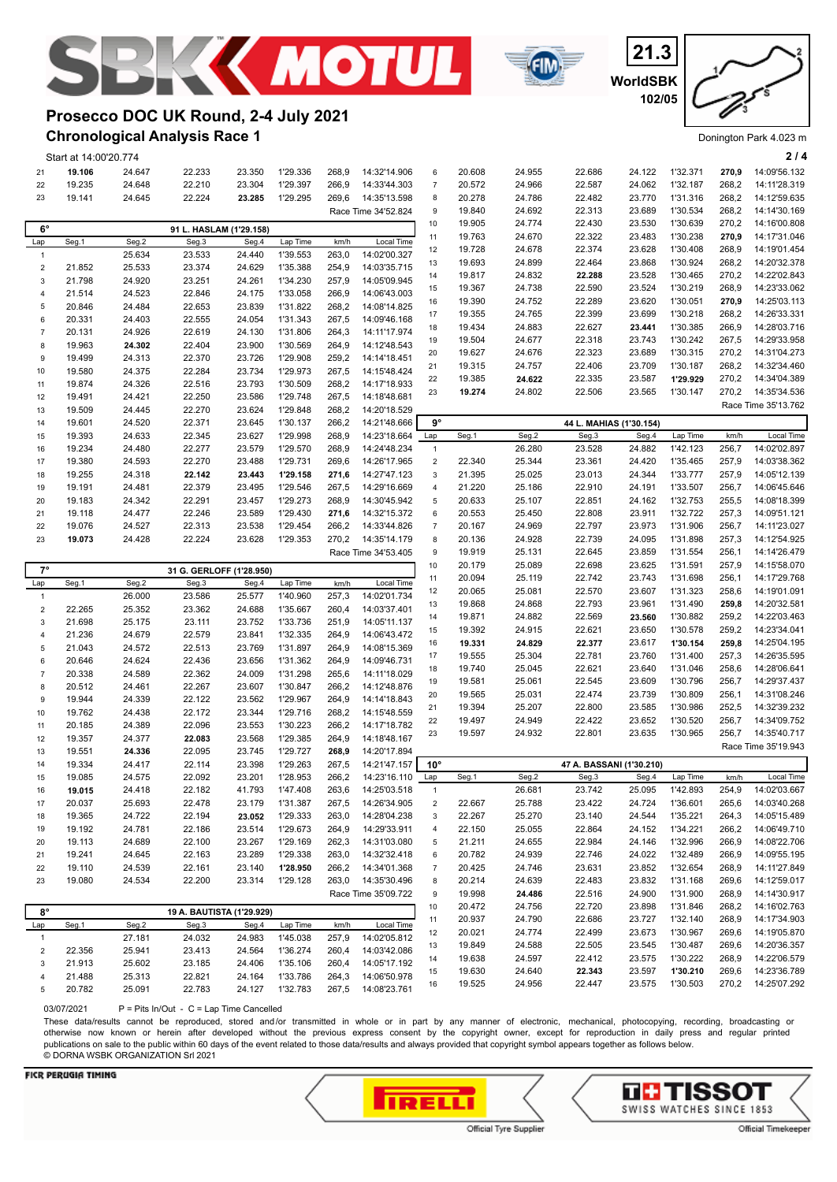## Prosecco DOC UK Round, 2-4 July 2021

### Chronological Analysis Race 1

21.3 WorldSBK 102/05

Donington Park 4.023 m

Start at 14:00'20.774

| Lap | Seg.1 | Seg.2 | Seg.3 | Seg.4 | Lap Time | km/h | Local Time |
|---|---|---|---|---|---|---|---|
| 21 | **19.106** | 24.647 | 22.233 | 23.350 | 1'29.336 | 268,9 | 14:32'14.906 |
| 22 | 19.235 | 24.648 | 22.210 | 23.304 | 1'29.397 | 266,9 | 14:33'44.303 |
| 23 | 19.141 | 24.645 | 22.224 | **23.285** | 1'29.295 | 269,6 | 14:35'13.598 |
| | | | | | | Race Time | 34'52.824 |

**6° — 91 L. HASLAM (1'29.158)**

| Lap | Seg.1 | Seg.2 | Seg.3 | Seg.4 | Lap Time | km/h | Local Time |
|---|---|---|---|---|---|---|---|
| 1 | | 25.634 | 23.533 | 24.440 | 1'39.553 | 263,0 | 14:02'00.327 |
| 2 | 21.852 | 25.533 | 23.374 | 24.629 | 1'35.388 | 254,9 | 14:03'35.715 |
| 3 | 21.798 | 24.920 | 23.251 | 24.261 | 1'34.230 | 257,9 | 14:05'09.945 |
| 4 | 21.514 | 24.523 | 22.846 | 24.175 | 1'33.058 | 266,9 | 14:06'43.003 |
| 5 | 20.846 | 24.484 | 22.653 | 23.839 | 1'31.822 | 268,2 | 14:08'14.825 |
| 6 | 20.331 | 24.403 | 22.555 | 24.054 | 1'31.343 | 267,5 | 14:09'46.168 |
| 7 | 20.131 | 24.926 | 22.619 | 24.130 | 1'31.806 | 264,3 | 14:11'17.974 |
| 8 | 19.963 | **24.302** | 22.404 | 23.900 | 1'30.569 | 264,9 | 14:12'48.543 |
| 9 | 19.499 | 24.313 | 22.370 | 23.726 | 1'29.908 | 259,2 | 14:14'18.451 |
| 10 | 19.580 | 24.375 | 22.284 | 23.734 | 1'29.973 | 267,5 | 14:15'48.424 |
| 11 | 19.874 | 24.326 | 22.516 | 23.793 | 1'30.509 | 268,2 | 14:17'18.933 |
| 12 | 19.491 | 24.421 | 22.250 | 23.586 | 1'29.748 | 267,5 | 14:18'48.681 |
| 13 | 19.509 | 24.445 | 22.270 | 23.624 | 1'29.848 | 268,2 | 14:20'18.529 |
| 14 | 19.601 | 24.520 | 22.371 | 23.645 | 1'30.137 | 266,2 | 14:21'48.666 |
| 15 | 19.393 | 24.633 | 22.345 | 23.627 | 1'29.998 | 268,9 | 14:23'18.664 |
| 16 | 19.234 | 24.480 | 22.277 | 23.579 | 1'29.570 | 268,9 | 14:24'48.234 |
| 17 | 19.380 | 24.593 | 22.270 | 23.488 | 1'29.731 | 269,6 | 14:26'17.965 |
| 18 | 19.255 | 24.318 | **22.142** | **23.443** | **1'29.158** | **271,6** | 14:27'47.123 |
| 19 | 19.191 | 24.481 | 22.379 | 23.495 | 1'29.546 | 267,5 | 14:29'16.669 |
| 20 | 19.183 | 24.342 | 22.291 | 23.457 | 1'29.273 | 268,9 | 14:30'45.942 |
| 21 | 19.118 | 24.477 | 22.246 | 23.589 | 1'29.430 | **271,6** | 14:32'15.372 |
| 22 | 19.076 | 24.527 | 22.313 | 23.538 | 1'29.454 | 266,2 | 14:33'44.826 |
| 23 | **19.073** | 24.428 | 22.224 | 23.628 | 1'29.353 | 270,2 | 14:35'14.179 |
| | | | | | | Race Time | 34'53.405 |

**7° — 31 G. GERLOFF (1'28.950)**

| Lap | Seg.1 | Seg.2 | Seg.3 | Seg.4 | Lap Time | km/h | Local Time |
|---|---|---|---|---|---|---|---|
| 1 | | 26.000 | 23.586 | 25.577 | 1'40.960 | 257,3 | 14:02'01.734 |
| 2 | 22.265 | 25.352 | 23.362 | 24.688 | 1'35.667 | 260,4 | 14:03'37.401 |
| 3 | 21.698 | 25.175 | 23.111 | 23.752 | 1'33.736 | 251,9 | 14:05'11.137 |
| 4 | 21.236 | 24.679 | 22.579 | 23.841 | 1'32.335 | 264,9 | 14:06'43.472 |
| 5 | 21.043 | 24.572 | 22.513 | 23.769 | 1'31.897 | 264,9 | 14:08'15.369 |
| 6 | 20.646 | 24.624 | 22.436 | 23.656 | 1'31.362 | 264,9 | 14:09'46.731 |
| 7 | 20.338 | 24.589 | 22.362 | 24.009 | 1'31.298 | 265,6 | 14:11'18.029 |
| 8 | 20.512 | 24.461 | 22.267 | 23.607 | 1'30.847 | 266,2 | 14:12'48.876 |
| 9 | 19.944 | 24.339 | 22.122 | 23.562 | 1'29.967 | 264,9 | 14:14'18.843 |
| 10 | 19.762 | 24.438 | 22.172 | 23.344 | 1'29.716 | 268,2 | 14:15'48.559 |
| 11 | 20.185 | 24.389 | 22.096 | 23.553 | 1'30.223 | 266,2 | 14:17'18.782 |
| 12 | 19.357 | 24.377 | **22.083** | 23.568 | 1'29.385 | 264,9 | 14:18'48.167 |
| 13 | 19.551 | **24.336** | 22.095 | 23.745 | 1'29.727 | **268,9** | 14:20'17.894 |
| 14 | 19.334 | 24.417 | 22.114 | 23.398 | 1'29.263 | 267,5 | 14:21'47.157 |
| 15 | 19.085 | 24.575 | 22.092 | 23.201 | 1'28.953 | 266,2 | 14:23'16.110 |
| 16 | **19.015** | 24.418 | 22.182 | 41.793 | 1'47.408 | 263,6 | 14:25'03.518 |
| 17 | 20.037 | 25.693 | 22.478 | 23.179 | 1'31.387 | 267,5 | 14:26'34.905 |
| 18 | 19.365 | 24.722 | 22.194 | **23.052** | 1'29.333 | 263,0 | 14:28'04.238 |
| 19 | 19.192 | 24.781 | 22.186 | 23.514 | 1'29.673 | 264,9 | 14:29'33.911 |
| 20 | 19.113 | 24.689 | 22.100 | 23.267 | 1'29.169 | 262,3 | 14:31'03.080 |
| 21 | 19.241 | 24.645 | 22.163 | 23.289 | 1'29.338 | 263,0 | 14:32'32.418 |
| 22 | 19.110 | 24.539 | 22.161 | 23.140 | **1'28.950** | 266,2 | 14:34'01.368 |
| 23 | 19.080 | 24.534 | 22.200 | 23.314 | 1'29.128 | 263,0 | 14:35'30.496 |
| | | | | | | Race Time | 35'09.722 |

**8° — 19 A. BAUTISTA (1'29.929)**

| Lap | Seg.1 | Seg.2 | Seg.3 | Seg.4 | Lap Time | km/h | Local Time |
|---|---|---|---|---|---|---|---|
| 1 | | 27.181 | 24.032 | 24.983 | 1'45.038 | 257,9 | 14:02'05.812 |
| 2 | 22.356 | 25.941 | 23.413 | 24.564 | 1'36.274 | 260,4 | 14:03'42.086 |
| 3 | 21.913 | 25.602 | 23.185 | 24.406 | 1'35.106 | 260,4 | 14:05'17.192 |
| 4 | 21.488 | 25.313 | 22.821 | 24.164 | 1'33.786 | 264,3 | 14:06'50.978 |
| 5 | 20.782 | 25.091 | 22.783 | 24.127 | 1'32.783 | 267,5 | 14:08'23.761 |
| 6 | 20.608 | 24.955 | 22.686 | 24.122 | 1'32.371 | **270,9** | 14:09'56.132 |
| 7 | 20.572 | 24.966 | 22.587 | 24.062 | 1'32.187 | 268,2 | 14:11'28.319 |
| 8 | 20.278 | 24.786 | 22.482 | 23.770 | 1'31.316 | 268,2 | 14:12'59.635 |
| 9 | 19.840 | 24.692 | 22.313 | 23.689 | 1'30.534 | 268,2 | 14:14'30.169 |
| 10 | 19.905 | 24.774 | 22.430 | 23.530 | 1'30.639 | 270,2 | 14:16'00.808 |
| 11 | 19.763 | 24.670 | 22.322 | 23.483 | 1'30.238 | **270,9** | 14:17'31.046 |
| 12 | 19.728 | 24.678 | 22.374 | 23.628 | 1'30.408 | 268,9 | 14:19'01.454 |
| 13 | 19.693 | 24.899 | 22.464 | 23.868 | 1'30.924 | 268,2 | 14:20'32.378 |
| 14 | 19.817 | 24.832 | **22.288** | 23.528 | 1'30.465 | 270,2 | 14:22'02.843 |
| 15 | 19.367 | 24.738 | 22.590 | 23.524 | 1'30.219 | 268,9 | 14:23'33.062 |
| 16 | 19.390 | 24.752 | 22.289 | 23.620 | 1'30.051 | **270,9** | 14:25'03.113 |
| 17 | 19.355 | 24.765 | 22.399 | 23.699 | 1'30.218 | 268,2 | 14:26'33.331 |
| 18 | 19.434 | 24.883 | 22.627 | **23.441** | 1'30.385 | 266,9 | 14:28'03.716 |
| 19 | 19.504 | 24.677 | 22.318 | 23.743 | 1'30.242 | 267,5 | 14:29'33.958 |
| 20 | 19.627 | 24.676 | 22.323 | 23.689 | 1'30.315 | 270,2 | 14:31'04.273 |
| 21 | 19.315 | 24.757 | 22.406 | 23.709 | 1'30.187 | 268,2 | 14:32'34.460 |
| 22 | 19.385 | **24.622** | 22.335 | 23.587 | **1'29.929** | 270,2 | 14:34'04.389 |
| 23 | **19.274** | 24.802 | 22.506 | 23.565 | 1'30.147 | 270,2 | 14:35'34.536 |
| | | | | | | Race Time | 35'13.762 |

**9° — 44 L. MAHIAS (1'30.154)**

| Lap | Seg.1 | Seg.2 | Seg.3 | Seg.4 | Lap Time | km/h | Local Time |
|---|---|---|---|---|---|---|---|
| 1 | | 26.280 | 23.528 | 24.882 | 1'42.123 | 256,7 | 14:02'02.897 |
| 2 | 22.340 | 25.344 | 23.361 | 24.420 | 1'35.465 | 257,9 | 14:03'38.362 |
| 3 | 21.395 | 25.025 | 23.013 | 24.344 | 1'33.777 | 257,9 | 14:05'12.139 |
| 4 | 21.220 | 25.186 | 22.910 | 24.191 | 1'33.507 | 256,7 | 14:06'45.646 |
| 5 | 20.633 | 25.107 | 22.851 | 24.162 | 1'32.753 | 255,5 | 14:08'18.399 |
| 6 | 20.553 | 25.450 | 22.808 | 23.911 | 1'32.722 | 257,3 | 14:09'51.121 |
| 7 | 20.167 | 24.969 | 22.797 | 23.973 | 1'31.906 | 256,7 | 14:11'23.027 |
| 8 | 20.136 | 24.928 | 22.739 | 24.095 | 1'31.898 | 257,3 | 14:12'54.925 |
| 9 | 19.919 | 25.131 | 22.645 | 23.859 | 1'31.554 | 256,1 | 14:14'26.479 |
| 10 | 20.179 | 25.089 | 22.698 | 23.625 | 1'31.591 | 257,9 | 14:15'58.070 |
| 11 | 20.094 | 25.119 | 22.742 | 23.743 | 1'31.698 | 256,1 | 14:17'29.768 |
| 12 | 20.065 | 25.081 | 22.570 | 23.607 | 1'31.323 | 258,6 | 14:19'01.091 |
| 13 | 19.868 | 24.868 | 22.793 | 23.961 | 1'31.490 | **259,8** | 14:20'32.581 |
| 14 | 19.871 | 24.882 | 22.569 | **23.560** | 1'30.882 | 259,2 | 14:22'03.463 |
| 15 | 19.392 | 24.915 | 22.621 | 23.650 | 1'30.578 | 259,2 | 14:23'34.041 |
| 16 | **19.331** | **24.829** | **22.377** | 23.617 | **1'30.154** | **259,8** | 14:25'04.195 |
| 17 | 19.555 | 25.304 | 22.781 | 23.760 | 1'31.400 | 257,3 | 14:26'35.595 |
| 18 | 19.740 | 25.045 | 22.621 | 23.640 | 1'31.046 | 258,6 | 14:28'06.641 |
| 19 | 19.581 | 25.061 | 22.545 | 23.609 | 1'30.796 | 256,7 | 14:29'37.437 |
| 20 | 19.565 | 25.031 | 22.474 | 23.739 | 1'30.809 | 256,1 | 14:31'08.246 |
| 21 | 19.394 | 25.207 | 22.800 | 23.585 | 1'30.986 | 252,5 | 14:32'39.232 |
| 22 | 19.497 | 24.949 | 22.422 | 23.652 | 1'30.520 | 256,7 | 14:34'09.752 |
| 23 | 19.597 | 24.932 | 22.801 | 23.635 | 1'30.965 | 256,7 | 14:35'40.717 |
| | | | | | | Race Time | 35'19.943 |

**10° — 47 A. BASSANI (1'30.210)**

| Lap | Seg.1 | Seg.2 | Seg.3 | Seg.4 | Lap Time | km/h | Local Time |
|---|---|---|---|---|---|---|---|
| 1 | | 26.681 | 23.742 | 25.095 | 1'42.893 | 254,9 | 14:02'03.667 |
| 2 | 22.667 | 25.788 | 23.422 | 24.724 | 1'36.601 | 265,6 | 14:03'40.268 |
| 3 | 22.267 | 25.270 | 23.140 | 24.544 | 1'35.221 | 264,3 | 14:05'15.489 |
| 4 | 22.150 | 25.055 | 22.864 | 24.152 | 1'34.221 | 266,2 | 14:06'49.710 |
| 5 | 21.211 | 24.655 | 22.984 | 24.146 | 1'32.996 | 266,9 | 14:08'22.706 |
| 6 | 20.782 | 24.939 | 22.746 | 24.022 | 1'32.489 | 266,9 | 14:09'55.195 |
| 7 | 20.425 | 24.746 | 23.631 | 23.852 | 1'32.654 | 268,9 | 14:11'27.849 |
| 8 | 20.214 | 24.639 | 22.483 | 23.832 | 1'31.168 | 269,6 | 14:12'59.017 |
| 9 | 19.998 | **24.486** | 22.516 | 24.900 | 1'31.900 | 268,9 | 14:14'30.917 |
| 10 | 20.472 | 24.756 | 22.720 | 23.898 | 1'31.846 | 268,2 | 14:16'02.763 |
| 11 | 20.937 | 24.790 | 22.686 | 23.727 | 1'32.140 | 268,9 | 14:17'34.903 |
| 12 | 20.021 | 24.774 | 22.499 | 23.673 | 1'30.967 | 269,6 | 14:19'05.870 |
| 13 | 19.849 | 24.588 | 22.505 | 23.545 | 1'30.487 | 269,6 | 14:20'36.357 |
| 14 | 19.638 | 24.597 | 22.412 | 23.575 | 1'30.222 | 268,9 | 14:22'06.579 |
| 15 | 19.630 | 24.640 | **22.343** | 23.597 | **1'30.210** | 269,6 | 14:23'36.789 |
| 16 | 19.525 | 24.956 | 22.447 | 23.575 | 1'30.503 | 270,2 | 14:25'07.292 |

03/07/2021 P = Pits In/Out - C = Lap Time Cancelled

These data/results cannot be reproduced, stored and/or transmitted in whole or in part by any manner of electronic, mechanical, photocopying, recording, broadcasting or otherwise now known or herein after developed without the previous express consent by the copyright owner, except for reproduction in daily press and regular printed publications on sale to the public within 60 days of the event related to those data/results and always provided that copyright symbol appears together as follows below.
© DORNA WSBK ORGANIZATION Srl 2021

FICR PERUGIA TIMING — Official Tyre Supplier: PIRELLI — Official Timekeeper: TISSOT SWISS WATCHES SINCE 1853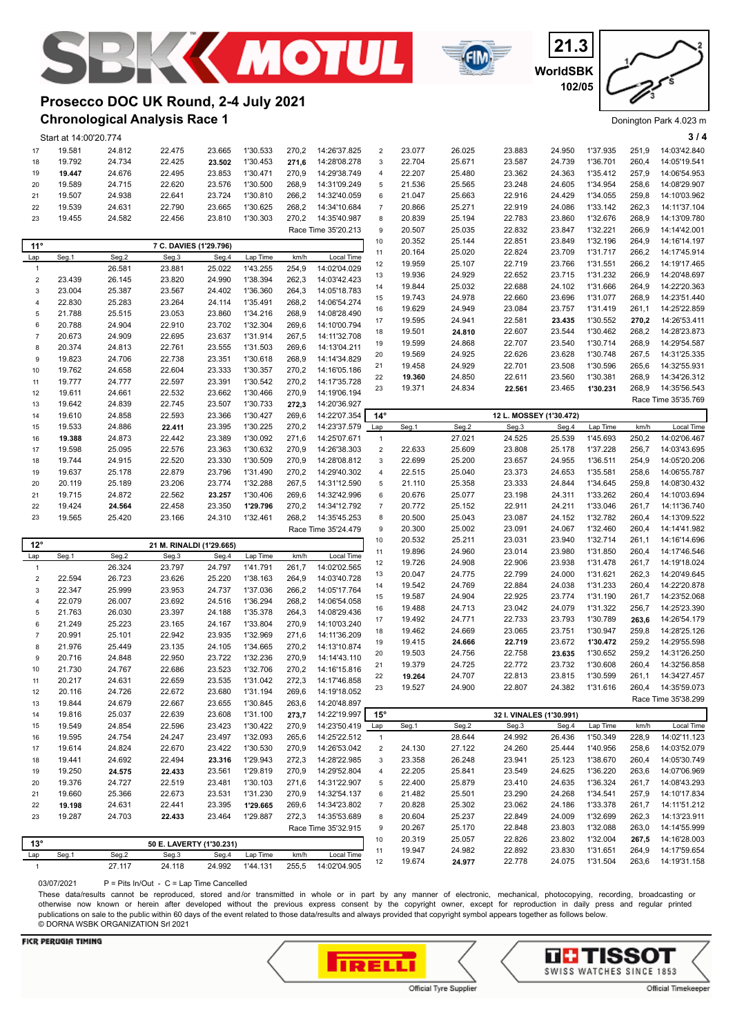# Prosecco DOC UK Round, 2-4 July 2021

## Chronological Analysis Race 1

21.3 WorldSBK 102/05

Donington Park 4.023 m

Start at 14:00'20.774

| Lap | Seg.1 | Seg.2 | Seg.3 | Seg.4 | Lap Time | km/h | Local Time |
|---|---|---|---|---|---|---|---|
| 17 | 19.581 | 24.812 | 22.475 | 23.665 | 1'30.533 | 270,2 | 14:26'37.825 |
| 18 | 19.792 | 24.734 | 22.425 | **23.502** | 1'30.453 | **271,6** | 14:28'08.278 |
| 19 | **19.447** | 24.676 | 22.495 | 23.853 | 1'30.471 | 270,9 | 14:29'38.749 |
| 20 | 19.589 | 24.715 | 22.620 | 23.576 | 1'30.500 | 268,9 | 14:31'09.249 |
| 21 | 19.507 | 24.938 | 22.641 | 23.724 | 1'30.810 | 266,2 | 14:32'40.059 |
| 22 | 19.539 | 24.631 | 22.790 | 23.665 | 1'30.625 | 268,2 | 14:34'10.684 |
| 23 | 19.455 | 24.582 | 22.456 | 23.810 | 1'30.303 | 270,2 | 14:35'40.987 |

Race Time 35'20.213

### 11° — 7 C. DAVIES (1'29.796)

| Lap | Seg.1 | Seg.2 | Seg.3 | Seg.4 | Lap Time | km/h | Local Time |
|---|---|---|---|---|---|---|---|
| 1 | | 26.581 | 23.881 | 25.022 | 1'43.255 | 254,9 | 14:02'04.029 |
| 2 | 23.439 | 26.145 | 23.820 | 24.990 | 1'38.394 | 262,3 | 14:03'42.423 |
| 3 | 23.004 | 25.387 | 23.567 | 24.402 | 1'36.360 | 264,3 | 14:05'18.783 |
| 4 | 22.830 | 25.283 | 23.264 | 24.114 | 1'35.491 | 268,2 | 14:06'54.274 |
| 5 | 21.788 | 25.515 | 23.053 | 23.860 | 1'34.216 | 268,9 | 14:08'28.490 |
| 6 | 20.788 | 24.904 | 22.910 | 23.702 | 1'32.304 | 269,6 | 14:10'00.794 |
| 7 | 20.673 | 24.909 | 22.695 | 23.637 | 1'31.914 | 267,5 | 14:11'32.708 |
| 8 | 20.374 | 24.813 | 22.761 | 23.555 | 1'31.503 | 269,6 | 14:13'04.211 |
| 9 | 19.823 | 24.706 | 22.738 | 23.351 | 1'30.618 | 268,9 | 14:14'34.829 |
| 10 | 19.762 | 24.658 | 22.604 | 23.333 | 1'30.357 | 270,2 | 14:16'05.186 |
| 11 | 19.777 | 24.777 | 22.597 | 23.391 | 1'30.542 | 270,2 | 14:17'35.728 |
| 12 | 19.611 | 24.661 | 22.532 | 23.662 | 1'30.466 | 270,9 | 14:19'06.194 |
| 13 | 19.642 | 24.839 | 22.745 | 23.507 | 1'30.733 | **272,3** | 14:20'36.927 |
| 14 | 19.610 | 24.858 | 22.593 | 23.366 | 1'30.427 | 269,6 | 14:22'07.354 |
| 15 | 19.533 | 24.886 | **22.411** | 23.395 | 1'30.225 | 270,2 | 14:23'37.579 |
| 16 | **19.388** | 24.873 | 22.442 | 23.389 | 1'30.092 | 271,6 | 14:25'07.671 |
| 17 | 19.598 | 25.095 | 22.576 | 23.363 | 1'30.632 | 270,9 | 14:26'38.303 |
| 18 | 19.744 | 24.915 | 22.520 | 23.330 | 1'30.509 | 270,9 | 14:28'08.812 |
| 19 | 19.637 | 25.178 | 22.879 | 23.796 | 1'31.490 | 270,2 | 14:29'40.302 |
| 20 | 20.119 | 25.189 | 23.206 | 23.774 | 1'32.288 | 267,5 | 14:31'12.590 |
| 21 | 19.715 | 24.872 | 22.562 | **23.257** | 1'30.406 | 269,6 | 14:32'42.996 |
| 22 | 19.424 | **24.564** | 22.458 | 23.350 | **1'29.796** | 270,2 | 14:34'12.792 |
| 23 | 19.565 | 25.420 | 23.166 | 24.310 | 1'32.461 | 268,2 | 14:35'45.253 |

Race Time 35'24.479

### 12° — 21 M. RINALDI (1'29.665)

| Lap | Seg.1 | Seg.2 | Seg.3 | Seg.4 | Lap Time | km/h | Local Time |
|---|---|---|---|---|---|---|---|
| 1 | | 26.324 | 23.797 | 24.797 | 1'41.791 | 261,7 | 14:02'02.565 |
| 2 | 22.594 | 26.723 | 23.626 | 25.220 | 1'38.163 | 264,9 | 14:03'40.728 |
| 3 | 22.347 | 25.999 | 23.953 | 24.737 | 1'37.036 | 266,2 | 14:05'17.764 |
| 4 | 22.079 | 26.007 | 23.692 | 24.516 | 1'36.294 | 268,2 | 14:06'54.058 |
| 5 | 21.763 | 26.030 | 23.397 | 24.188 | 1'35.378 | 264,3 | 14:08'29.436 |
| 6 | 21.249 | 25.223 | 23.165 | 24.167 | 1'33.804 | 270,9 | 14:10'03.240 |
| 7 | 20.991 | 25.101 | 22.942 | 23.935 | 1'32.969 | 271,6 | 14:11'36.209 |
| 8 | 21.976 | 25.449 | 23.135 | 24.105 | 1'34.665 | 270,2 | 14:13'10.874 |
| 9 | 20.716 | 24.848 | 22.950 | 23.722 | 1'32.236 | 270,9 | 14:14'43.110 |
| 10 | 21.730 | 24.767 | 22.686 | 23.523 | 1'32.706 | 270,2 | 14:16'15.816 |
| 11 | 20.217 | 24.631 | 22.659 | 23.535 | 1'31.042 | 272,3 | 14:17'46.858 |
| 12 | 20.116 | 24.726 | 22.672 | 23.680 | 1'31.194 | 269,6 | 14:19'18.052 |
| 13 | 19.844 | 24.679 | 22.667 | 23.655 | 1'30.845 | 263,6 | 14:20'48.897 |
| 14 | 19.816 | 25.037 | 22.639 | 23.608 | 1'31.100 | **273,7** | 14:22'19.997 |
| 15 | 19.549 | 24.854 | 22.596 | 23.423 | 1'30.422 | 270,9 | 14:23'50.419 |
| 16 | 19.595 | 24.754 | 24.247 | 23.497 | 1'32.093 | 265,6 | 14:25'22.512 |
| 17 | 19.614 | 24.824 | 22.670 | 23.422 | 1'30.530 | 270,9 | 14:26'53.042 |
| 18 | 19.441 | 24.692 | 22.494 | **23.316** | 1'29.943 | 272,3 | 14:28'22.985 |
| 19 | 19.250 | **24.575** | **22.433** | 23.561 | 1'29.819 | 270,9 | 14:29'52.804 |
| 20 | 19.376 | 24.727 | 22.519 | 23.481 | 1'30.103 | 271,6 | 14:31'22.907 |
| 21 | 19.660 | 25.366 | 22.673 | 23.531 | 1'31.230 | 270,9 | 14:32'54.137 |
| 22 | **19.198** | 24.631 | 22.441 | 23.395 | **1'29.665** | 269,6 | 14:34'23.802 |
| 23 | 19.287 | 24.703 | **22.433** | 23.464 | 1'29.887 | 272,3 | 14:35'53.689 |

Race Time 35'32.915

### 13° — 50 E. LAVERTY (1'30.231)

| Lap | Seg.1 | Seg.2 | Seg.3 | Seg.4 | Lap Time | km/h | Local Time |
|---|---|---|---|---|---|---|---|
| 1 | | 27.117 | 24.118 | 24.992 | 1'44.131 | 255,5 | 14:02'04.905 |
| 2 | 23.077 | 26.025 | 23.883 | 24.950 | 1'37.935 | 251,9 | 14:03'42.840 |
| 3 | 22.704 | 25.671 | 23.587 | 24.739 | 1'36.701 | 260,4 | 14:05'19.541 |
| 4 | 22.207 | 25.480 | 23.362 | 24.363 | 1'35.412 | 257,9 | 14:06'54.953 |
| 5 | 21.536 | 25.565 | 23.248 | 24.605 | 1'34.954 | 258,6 | 14:08'29.907 |
| 6 | 21.047 | 25.663 | 22.916 | 24.429 | 1'34.055 | 259,8 | 14:10'03.962 |
| 7 | 20.866 | 25.271 | 22.919 | 24.086 | 1'33.142 | 262,3 | 14:11'37.104 |
| 8 | 20.839 | 25.194 | 22.783 | 23.860 | 1'32.676 | 268,9 | 14:13'09.780 |
| 9 | 20.507 | 25.035 | 22.832 | 23.847 | 1'32.221 | 266,9 | 14:14'42.001 |
| 10 | 20.352 | 25.144 | 22.851 | 23.849 | 1'32.196 | 264,9 | 14:16'14.197 |
| 11 | 20.164 | 25.020 | 22.824 | 23.709 | 1'31.717 | 266,2 | 14:17'45.914 |
| 12 | 19.959 | 25.107 | 22.719 | 23.766 | 1'31.551 | 266,2 | 14:19'17.465 |
| 13 | 19.936 | 24.929 | 22.652 | 23.715 | 1'31.232 | 266,9 | 14:20'48.697 |
| 14 | 19.844 | 25.032 | 22.688 | 24.102 | 1'31.666 | 264,9 | 14:22'20.363 |
| 15 | 19.743 | 24.978 | 22.660 | 23.696 | 1'31.077 | 268,9 | 14:23'51.440 |
| 16 | 19.629 | 24.949 | 23.084 | 23.757 | 1'31.419 | 261,1 | 14:25'22.859 |
| 17 | 19.595 | 24.941 | 22.581 | **23.435** | 1'30.552 | **270,2** | 14:26'53.411 |
| 18 | 19.501 | **24.810** | 22.607 | 23.544 | 1'30.462 | 268,2 | 14:28'23.873 |
| 19 | 19.599 | 24.868 | 22.707 | 23.540 | 1'30.714 | 268,9 | 14:29'54.587 |
| 20 | 19.569 | 24.925 | 22.626 | 23.628 | 1'30.748 | 267,5 | 14:31'25.335 |
| 21 | 19.458 | 24.929 | 22.701 | 23.508 | 1'30.596 | 265,6 | 14:32'55.931 |
| 22 | **19.360** | 24.850 | 22.611 | 23.560 | 1'30.381 | 268,9 | 14:34'26.312 |
| 23 | 19.371 | 24.834 | **22.561** | 23.465 | **1'30.231** | 268,9 | 14:35'56.543 |

Race Time 35'35.769

### 14° — 12 L. MOSSEY (1'30.472)

| Lap | Seg.1 | Seg.2 | Seg.3 | Seg.4 | Lap Time | km/h | Local Time |
|---|---|---|---|---|---|---|---|
| 1 | | 27.021 | 24.525 | 25.539 | 1'45.693 | 250,2 | 14:02'06.467 |
| 2 | 22.633 | 25.609 | 23.808 | 25.178 | 1'37.228 | 256,7 | 14:03'43.695 |
| 3 | 22.699 | 25.200 | 23.657 | 24.955 | 1'36.511 | 254,9 | 14:05'20.206 |
| 4 | 22.515 | 25.040 | 23.373 | 24.653 | 1'35.581 | 258,6 | 14:06'55.787 |
| 5 | 21.110 | 25.358 | 23.333 | 24.844 | 1'34.645 | 259,8 | 14:08'30.432 |
| 6 | 20.676 | 25.077 | 23.198 | 24.311 | 1'33.262 | 260,4 | 14:10'03.694 |
| 7 | 20.772 | 25.152 | 22.911 | 24.211 | 1'33.046 | 261,7 | 14:11'36.740 |
| 8 | 20.500 | 25.043 | 23.087 | 24.152 | 1'32.782 | 260,4 | 14:13'09.522 |
| 9 | 20.300 | 25.002 | 23.091 | 24.067 | 1'32.460 | 260,4 | 14:14'41.982 |
| 10 | 20.532 | 25.211 | 23.031 | 23.940 | 1'32.714 | 261,1 | 14:16'14.696 |
| 11 | 19.896 | 24.960 | 23.014 | 23.980 | 1'31.850 | 260,4 | 14:17'46.546 |
| 12 | 19.726 | 24.908 | 22.906 | 23.938 | 1'31.478 | 261,7 | 14:19'18.024 |
| 13 | 20.047 | 24.775 | 22.799 | 24.000 | 1'31.621 | 262,3 | 14:20'49.645 |
| 14 | 19.542 | 24.769 | 22.884 | 24.038 | 1'31.233 | 260,4 | 14:22'20.878 |
| 15 | 19.587 | 24.904 | 22.925 | 23.774 | 1'31.190 | 261,7 | 14:23'52.068 |
| 16 | 19.488 | 24.713 | 23.042 | 24.079 | 1'31.322 | 256,7 | 14:25'23.390 |
| 17 | 19.492 | 24.771 | 22.733 | 23.793 | 1'30.789 | **263,6** | 14:26'54.179 |
| 18 | 19.462 | 24.669 | 23.065 | 23.751 | 1'30.947 | 259,8 | 14:28'25.126 |
| 19 | 19.415 | **24.666** | **22.719** | 23.672 | **1'30.472** | 259,2 | 14:29'55.598 |
| 20 | 19.503 | 24.756 | 22.758 | **23.635** | 1'30.652 | 259,2 | 14:31'26.250 |
| 21 | 19.379 | 24.725 | 22.772 | 23.732 | 1'30.608 | 260,4 | 14:32'56.858 |
| 22 | **19.264** | 24.707 | 22.813 | 23.815 | 1'30.599 | 261,1 | 14:34'27.457 |
| 23 | 19.527 | 24.900 | 22.807 | 24.382 | 1'31.616 | 260,4 | 14:35'59.073 |

Race Time 35'38.299

### 15° — 32 I. VINALES (1'30.991)

| Lap | Seg.1 | Seg.2 | Seg.3 | Seg.4 | Lap Time | km/h | Local Time |
|---|---|---|---|---|---|---|---|
| 1 | | 28.644 | 24.992 | 26.436 | 1'50.349 | 228,9 | 14:02'11.123 |
| 2 | 24.130 | 27.122 | 24.260 | 25.444 | 1'40.956 | 258,6 | 14:03'52.079 |
| 3 | 23.358 | 26.248 | 23.941 | 25.123 | 1'38.670 | 260,4 | 14:05'30.749 |
| 4 | 22.205 | 25.841 | 23.549 | 24.625 | 1'36.220 | 263,6 | 14:07'06.969 |
| 5 | 22.400 | 25.879 | 23.410 | 24.635 | 1'36.324 | 261,7 | 14:08'43.293 |
| 6 | 21.482 | 25.501 | 23.290 | 24.268 | 1'34.541 | 257,9 | 14:10'17.834 |
| 7 | 20.828 | 25.302 | 23.062 | 24.186 | 1'33.378 | 261,7 | 14:11'51.212 |
| 8 | 20.604 | 25.237 | 22.849 | 24.009 | 1'32.699 | 262,3 | 14:13'23.911 |
| 9 | 20.267 | 25.170 | 22.848 | 23.803 | 1'32.088 | 263,0 | 14:14'55.999 |
| 10 | 20.319 | 25.057 | 22.826 | 23.802 | 1'32.004 | **267,5** | 14:16'28.003 |
| 11 | 19.947 | 24.982 | 22.892 | 23.830 | 1'31.651 | 264,9 | 14:17'59.654 |
| 12 | 19.674 | **24.977** | 22.778 | 24.075 | 1'31.504 | 263,6 | 14:19'31.158 |

03/07/2021 P = Pits In/Out - C = Lap Time Cancelled

These data/results cannot be reproduced, stored and/or transmitted in whole or in part by any manner of electronic, mechanical, photocopying, recording, broadcasting or otherwise now known or herein after developed without the previous express consent by the copyright owner, except for reproduction in daily press and regular printed publications on sale to the public within 60 days of the event related to those data/results and always provided that copyright symbol appears together as follows below.
© DORNA WSBK ORGANIZATION Srl 2021

FICR PERUGIA TIMING — PIRELLI Official Tyre Supplier — TISSOT Swiss Watches Since 1853 Official Timekeeper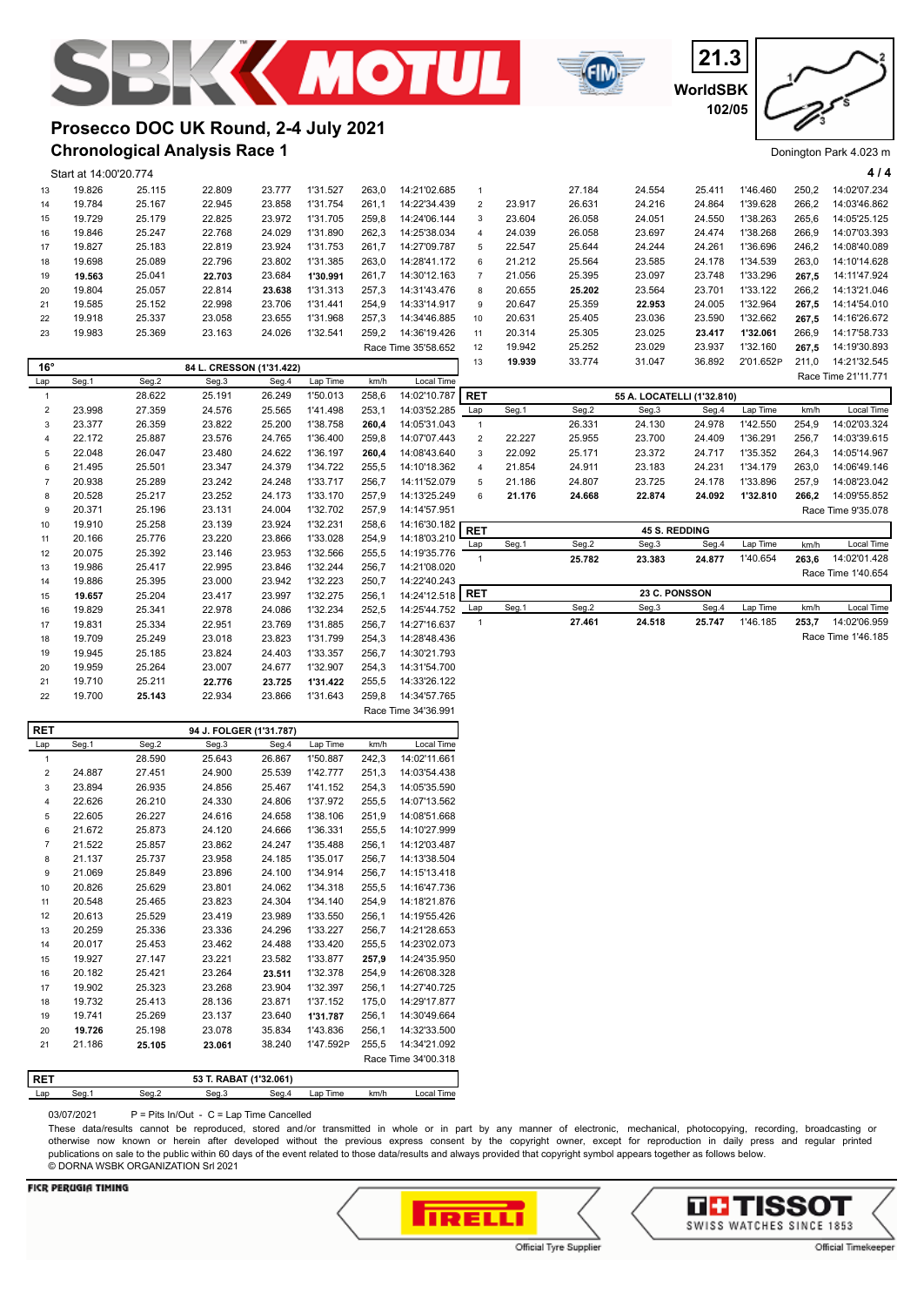# Prosecco DOC UK Round, 2-4 July 2021

## Chronological Analysis Race 1

21.3 WorldSBK 102/05

Donington Park 4.023 m

Start at 14:00'20.774

| Lap | Seg.1 | Seg.2 | Seg.3 | Seg.4 | Lap Time | km/h | Local Time |
|---|---|---|---|---|---|---|---|
| 13 | 19.826 | 25.115 | 22.809 | 23.777 | 1'31.527 | 263,0 | 14:21'02.685 |
| 14 | 19.784 | 25.167 | 22.945 | 23.858 | 1'31.754 | 261,1 | 14:22'34.439 |
| 15 | 19.729 | 25.179 | 22.825 | 23.972 | 1'31.705 | 259,8 | 14:24'06.144 |
| 16 | 19.846 | 25.247 | 22.768 | 24.029 | 1'31.890 | 262,3 | 14:25'38.034 |
| 17 | 19.827 | 25.183 | 22.819 | 23.924 | 1'31.753 | 261,7 | 14:27'09.787 |
| 18 | 19.698 | 25.089 | 22.796 | 23.802 | 1'31.385 | 263,0 | 14:28'41.172 |
| 19 | **19.563** | 25.041 | **22.703** | 23.684 | **1'30.991** | 261,7 | 14:30'12.163 |
| 20 | 19.804 | 25.057 | 22.814 | **23.638** | 1'31.313 | 257,3 | 14:31'43.476 |
| 21 | 19.585 | 25.152 | 22.998 | 23.706 | 1'31.441 | 254,9 | 14:33'14.917 |
| 22 | 19.918 | 25.337 | 23.058 | 23.655 | 1'31.968 | 257,3 | 14:34'46.885 |
| 23 | 19.983 | 25.369 | 23.163 | 24.026 | 1'32.541 | 259,2 | 14:36'19.426 |

Race Time 35'58.652

### 16° — 84 L. CRESSON (1'31.422)

| Lap | Seg.1 | Seg.2 | Seg.3 | Seg.4 | Lap Time | km/h | Local Time |
|---|---|---|---|---|---|---|---|
| 1 | | 28.622 | 25.191 | 26.249 | 1'50.013 | 258,6 | 14:02'10.787 |
| 2 | 23.998 | 27.359 | 24.576 | 25.565 | 1'41.498 | 253,1 | 14:03'52.285 |
| 3 | 23.377 | 26.359 | 23.822 | 25.200 | 1'38.758 | **260,4** | 14:05'31.043 |
| 4 | 22.172 | 25.887 | 23.576 | 24.765 | 1'36.400 | 259,8 | 14:07'07.443 |
| 5 | 22.048 | 26.047 | 23.480 | 24.622 | 1'36.197 | **260,4** | 14:08'43.640 |
| 6 | 21.495 | 25.501 | 23.347 | 24.379 | 1'34.722 | 255,5 | 14:10'18.362 |
| 7 | 20.938 | 25.289 | 23.242 | 24.248 | 1'33.717 | 256,7 | 14:11'52.079 |
| 8 | 20.528 | 25.217 | 23.252 | 24.173 | 1'33.170 | 257,9 | 14:13'25.249 |
| 9 | 20.371 | 25.196 | 23.131 | 24.004 | 1'32.702 | 257,9 | 14:14'57.951 |
| 10 | 19.910 | 25.258 | 23.139 | 23.924 | 1'32.231 | 258,6 | 14:16'30.182 |
| 11 | 20.166 | 25.776 | 23.220 | 23.866 | 1'33.028 | 254,9 | 14:18'03.210 |
| 12 | 20.075 | 25.392 | 23.146 | 23.953 | 1'32.566 | 255,5 | 14:19'35.776 |
| 13 | 19.918 | 25.417 | 22.995 | 23.846 | 1'32.244 | 256,7 | 14:21'08.020 |
| 14 | 19.886 | 25.395 | 23.000 | 23.942 | 1'32.223 | 250,7 | 14:22'40.243 |
| 15 | **19.657** | 25.204 | 23.417 | 23.997 | 1'32.275 | 256,7 | 14:24'12.518 |
| 16 | 19.829 | 25.341 | 22.978 | 24.086 | 1'32.234 | 252,5 | 14:25'44.752 |
| 17 | 19.831 | 25.334 | 22.951 | 23.769 | 1'31.885 | 256,7 | 14:27'16.637 |
| 18 | 19.709 | 25.249 | 23.018 | 23.823 | 1'31.799 | 254,3 | 14:28'48.436 |
| 19 | 19.945 | 25.185 | 23.824 | 24.403 | 1'33.357 | 256,7 | 14:30'21.793 |
| 20 | 19.959 | 25.264 | 23.007 | 24.677 | 1'32.907 | 254,3 | 14:31'54.700 |
| 21 | 19.710 | 25.211 | **22.776** | **23.725** | **1'31.422** | 255,5 | 14:33'26.122 |
| 22 | 19.700 | **25.143** | 22.934 | 23.866 | 1'31.643 | 259,8 | 14:34'57.765 |

Race Time 34'36.991

### RET — 94 J. FOLGER (1'31.787)

| Lap | Seg.1 | Seg.2 | Seg.3 | Seg.4 | Lap Time | km/h | Local Time |
|---|---|---|---|---|---|---|---|
| 1 | | 28.590 | 25.643 | 26.867 | 1'50.887 | 242,3 | 14:02'11.661 |
| 2 | 24.887 | 27.451 | 24.900 | 25.539 | 1'42.777 | 251,3 | 14:03'54.438 |
| 3 | 23.894 | 26.935 | 24.856 | 25.467 | 1'41.152 | 254,3 | 14:05'35.590 |
| 4 | 22.626 | 26.210 | 24.330 | 24.806 | 1'37.972 | 255,5 | 14:07'13.562 |
| 5 | 22.605 | 26.227 | 24.616 | 24.658 | 1'38.106 | 251,9 | 14:08'51.668 |
| 6 | 21.672 | 25.873 | 24.120 | 24.666 | 1'36.331 | 255,5 | 14:10'27.999 |
| 7 | 21.522 | 25.857 | 23.862 | 24.247 | 1'35.488 | 256,1 | 14:12'03.487 |
| 8 | 21.137 | 25.737 | 23.958 | 24.185 | 1'35.017 | 256,7 | 14:13'38.504 |
| 9 | 21.069 | 25.849 | 23.896 | 24.100 | 1'34.914 | 256,7 | 14:15'13.418 |
| 10 | 20.826 | 25.629 | 23.801 | 24.062 | 1'34.318 | 255,5 | 14:16'47.736 |
| 11 | 20.548 | 25.465 | 23.823 | 24.304 | 1'34.140 | 254,9 | 14:18'21.876 |
| 12 | 20.613 | 25.529 | 23.419 | 23.989 | 1'33.550 | 256,1 | 14:19'55.426 |
| 13 | 20.259 | 25.336 | 23.336 | 24.296 | 1'33.227 | 256,7 | 14:21'28.653 |
| 14 | 20.017 | 25.453 | 23.462 | 24.488 | 1'33.420 | 255,5 | 14:23'02.073 |
| 15 | 19.927 | 27.147 | 23.221 | 23.582 | 1'33.877 | **257,9** | 14:24'35.950 |
| 16 | 20.182 | 25.421 | 23.264 | **23.511** | 1'32.378 | 254,9 | 14:26'08.328 |
| 17 | 19.902 | 25.323 | 23.268 | 23.904 | 1'32.397 | 256,1 | 14:27'40.725 |
| 18 | 19.732 | 25.413 | 28.136 | 23.871 | 1'37.152 | 175,0 | 14:29'17.877 |
| 19 | 19.741 | 25.269 | 23.137 | 23.640 | **1'31.787** | 256,1 | 14:30'49.664 |
| 20 | **19.726** | 25.198 | 23.078 | 35.834 | 1'43.836 | 256,1 | 14:32'33.500 |
| 21 | 21.186 | **25.105** | **23.061** | 38.240 | 1'47.592P | 255,5 | 14:34'21.092 |

Race Time 34'00.318

### RET — 53 T. RABAT (1'32.061)

| Lap | Seg.1 | Seg.2 | Seg.3 | Seg.4 | Lap Time | km/h | Local Time |
|---|---|---|---|---|---|---|---|
| 1 | | 27.184 | 24.554 | 25.411 | 1'46.460 | 250,2 | 14:02'07.234 |
| 2 | 23.917 | 26.631 | 24.216 | 24.864 | 1'39.628 | 266,2 | 14:03'46.862 |
| 3 | 23.604 | 26.058 | 24.051 | 24.550 | 1'38.263 | 265,6 | 14:05'25.125 |
| 4 | 24.039 | 26.058 | 23.697 | 24.474 | 1'38.268 | 266,9 | 14:07'03.393 |
| 5 | 22.547 | 25.644 | 24.244 | 24.261 | 1'36.696 | 246,2 | 14:08'40.089 |
| 6 | 21.212 | 25.564 | 23.585 | 24.178 | 1'34.539 | 263,0 | 14:10'14.628 |
| 7 | 21.056 | 25.395 | 23.097 | 23.748 | 1'33.296 | **267,5** | 14:11'47.924 |
| 8 | 20.655 | **25.202** | 23.564 | 23.701 | 1'33.122 | 266,2 | 14:13'21.046 |
| 9 | 20.647 | 25.359 | **22.953** | 24.005 | 1'32.964 | **267,5** | 14:14'54.010 |
| 10 | 20.631 | 25.405 | 23.036 | 23.590 | 1'32.662 | **267,5** | 14:16'26.672 |
| 11 | 20.314 | 25.305 | 23.025 | **23.417** | **1'32.061** | 266,9 | 14:17'58.733 |
| 12 | 19.942 | 25.252 | 23.029 | 23.937 | 1'32.160 | **267,5** | 14:19'30.893 |
| 13 | **19.939** | 33.774 | 31.047 | 36.892 | 2'01.652P | 211,0 | 14:21'32.545 |

Race Time 21'11.771

### RET — 55 A. LOCATELLI (1'32.810)

| Lap | Seg.1 | Seg.2 | Seg.3 | Seg.4 | Lap Time | km/h | Local Time |
|---|---|---|---|---|---|---|---|
| 1 | | 26.331 | 24.130 | 24.978 | 1'42.550 | 254,9 | 14:02'03.324 |
| 2 | 22.227 | 25.955 | 23.700 | 24.409 | 1'36.291 | 256,7 | 14:03'39.615 |
| 3 | 22.092 | 25.171 | 23.372 | 24.717 | 1'35.352 | 264,3 | 14:05'14.967 |
| 4 | 21.854 | 24.911 | 23.183 | 24.231 | 1'34.179 | 263,0 | 14:06'49.146 |
| 5 | 21.186 | 24.807 | 23.725 | 24.178 | 1'33.896 | 257,9 | 14:08'23.042 |
| 6 | **21.176** | **24.668** | **22.874** | **24.092** | **1'32.810** | **266,2** | 14:09'55.852 |

Race Time 9'35.078

### RET — 45 S. REDDING

| Lap | Seg.1 | Seg.2 | Seg.3 | Seg.4 | Lap Time | km/h | Local Time |
|---|---|---|---|---|---|---|---|
| 1 | | **25.782** | **23.383** | **24.877** | 1'40.654 | **263,6** | 14:02'01.428 |

Race Time 1'40.654

### RET — 23 C. PONSSON

| Lap | Seg.1 | Seg.2 | Seg.3 | Seg.4 | Lap Time | km/h | Local Time |
|---|---|---|---|---|---|---|---|
| 1 | | **27.461** | **24.518** | **25.747** | 1'46.185 | **253,7** | 14:02'06.959 |

Race Time 1'46.185

03/07/2021 P = Pits In/Out - C = Lap Time Cancelled

These data/results cannot be reproduced, stored and/or transmitted in whole or in part by any manner of electronic, mechanical, photocopying, recording, broadcasting or otherwise now known or herein after developed without the previous express consent by the copyright owner, except for reproduction in daily press and regular printed publications on sale to the public within 60 days of the event related to those data/results and always provided that copyright symbol appears together as follows below.
© DORNA WSBK ORGANIZATION Srl 2021

FICR PERUGIA TIMING — Pirelli Official Tyre Supplier — Tissot Official Timekeeper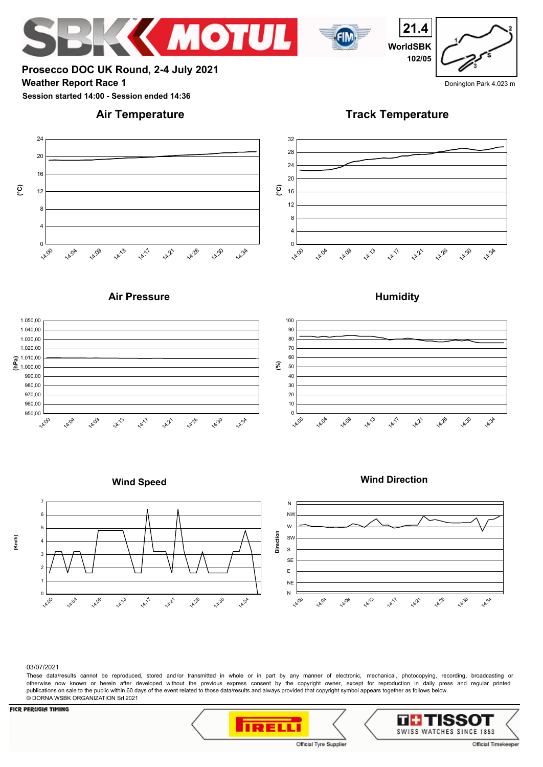**21.4**

**WorldSBK**

**102/05**

Donington Park 4.023 m

## Prosecco DOC UK Round, 2-4 July 2021

### Weather Report Race 1

**Session started 14:00 - Session ended 14:36**

### Air Temperature

### Track Temperature

### Air Pressure

### Humidity

### Wind Speed

### Wind Direction

03/07/2021

These data/results cannot be reproduced, stored and/or transmitted in whole or in part by any manner of electronic, mechanical, photocopying, recording, broadcasting or otherwise now known or herein after developed without the previous express consent by the copyright owner, except for reproduction in daily press and regular printed publications on sale to the public within 60 days of the event related to those data/results and always provided that copyright symbol appears together as follows below.

© DORNA WSBK ORGANIZATION Srl 2021

FICR PERUGIA TIMING

Official Tyre Supplier

Official Timekeeper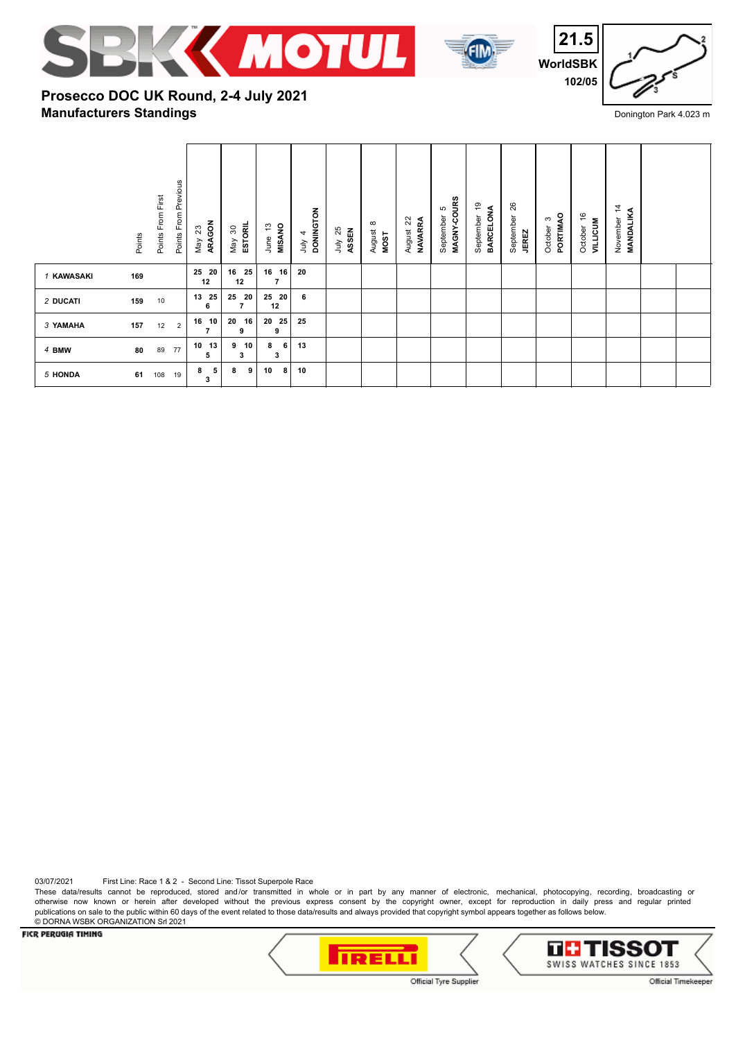**WorldSBK**

**Prosecco DOC UK Round, 2-4 July 2021**
**Manufacturers Standings**

Donington Park 4.023 m

| | Points | Points From First | Points From Previous | May 23 ARAGON | May 30 ESTORIL | June 13 MISANO | July 4 DONINGTON | July 25 ASSEN | August 8 MOST | August 22 NAVARRA | September 5 MAGNY-COURS | September 19 BARCELONA | September 26 JEREZ | October 3 PORTIMAO | October 16 VILLICUM | November 14 MANDALIKA | | |
|---|---|---|---|---|---|---|---|---|---|---|---|---|---|---|---|---|---|---|
| 1 KAWASAKI | 169 | | | 25 20 12 | 16 25 12 | 16 16 7 | 20 | | | | | | | | | | | |
| 2 DUCATI | 159 | 10 | | 13 25 6 | 25 20 7 | 25 20 12 | 6 | | | | | | | | | | | |
| 3 YAMAHA | 157 | 12 | 2 | 16 10 7 | 20 16 9 | 20 25 9 | 25 | | | | | | | | | | | |
| 4 BMW | 80 | 89 | 77 | 10 13 5 | 9 10 3 | 8 6 3 | 13 | | | | | | | | | | | |
| 5 HONDA | 61 | 108 | 19 | 8 5 3 | 8 9 | 10 8 | 10 | | | | | | | | | | | |

03/07/2021 First Line: Race 1 & 2 - Second Line: Tissot Superpole Race

These data/results cannot be reproduced, stored and/or transmitted in whole or in part by any manner of electronic, mechanical, photocopying, recording, broadcasting or otherwise now known or herein after developed without the previous express consent by the copyright owner, except for reproduction in daily press and regular printed publications on sale to the public within 60 days of the event related to those data/results and always provided that copyright symbol appears together as follows below.
© DORNA WSBK ORGANIZATION Srl 2021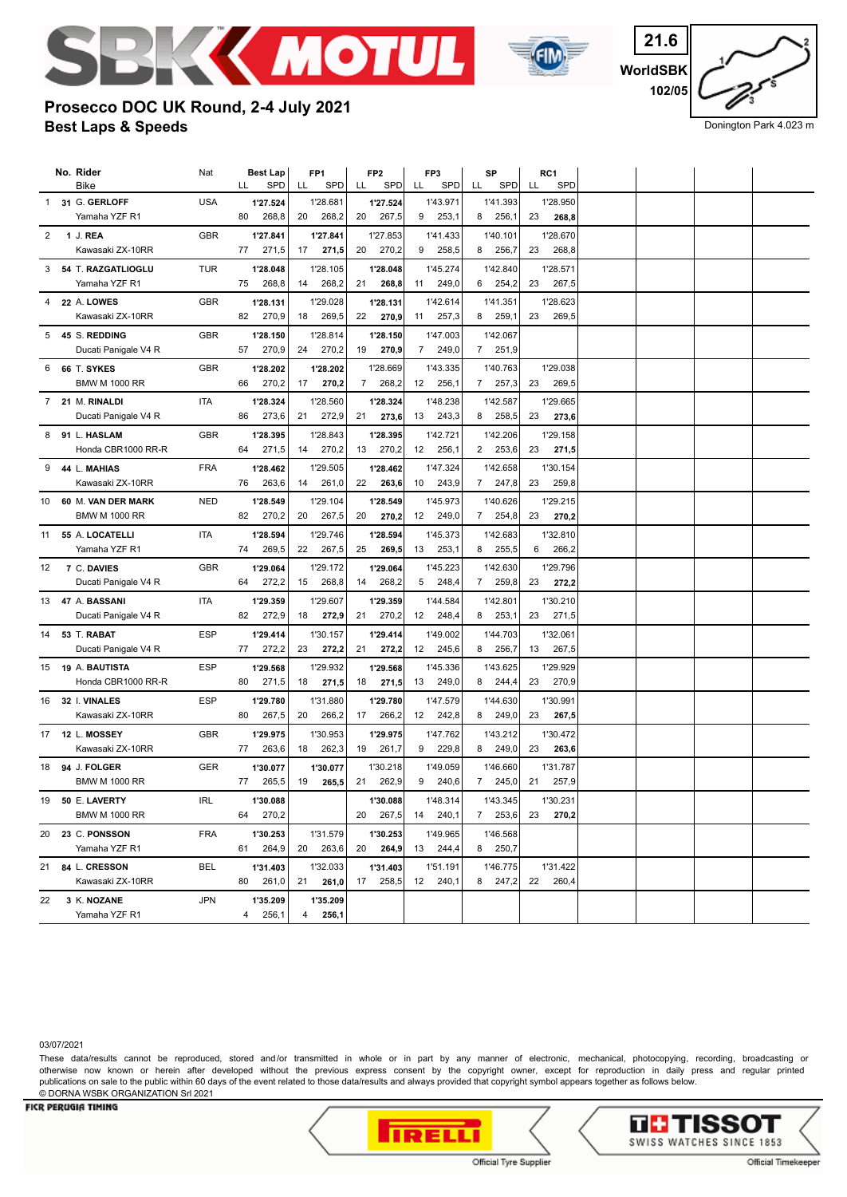# Prosecco DOC UK Round, 2-4 July 2021

## Best Laps & Speeds

21.6 WorldSBK 102/05

Donington Park 4.023 m

| | No. | Rider / Bike | Nat | Best Lap | | FP1 | | FP2 | | FP3 | | SP | | RC1 | |
|---|---|---|---|---|---|---|---|---|---|---|---|---|---|---|---|
| | | | | LL | SPD | LL | SPD | LL | SPD | LL | SPD | LL | SPD | LL | SPD |
| 1 | 31 | G. GERLOFF / Yamaha YZF R1 | USA | 1'27.524 | | 1'28.681 | | 1'27.524 | | 1'43.971 | | 1'41.393 | | 1'28.950 | |
| | | | | 80 | 268,8 | 20 | 268,2 | 20 | 267,5 | 9 | 253,1 | 8 | 256,1 | 23 | 268,8 |
| 2 | 1 | J. REA / Kawasaki ZX-10RR | GBR | 1'27.841 | | 1'27.841 | | 1'27.853 | | 1'41.433 | | 1'40.101 | | 1'28.670 | |
| | | | | 77 | 271,5 | 17 | 271,5 | 20 | 270,2 | 9 | 258,5 | 8 | 256,7 | 23 | 268,8 |
| 3 | 54 | T. RAZGATLIOGLU / Yamaha YZF R1 | TUR | 1'28.048 | | 1'28.105 | | 1'28.048 | | 1'45.274 | | 1'42.840 | | 1'28.571 | |
| | | | | 75 | 268,8 | 14 | 268,2 | 21 | 268,8 | 11 | 249,0 | 6 | 254,2 | 23 | 267,5 |
| 4 | 22 | A. LOWES / Kawasaki ZX-10RR | GBR | 1'28.131 | | 1'29.028 | | 1'28.131 | | 1'42.614 | | 1'41.351 | | 1'28.623 | |
| | | | | 82 | 270,9 | 18 | 269,5 | 22 | 270,9 | 11 | 257,3 | 8 | 259,1 | 23 | 269,5 |
| 5 | 45 | S. REDDING / Ducati Panigale V4 R | GBR | 1'28.150 | | 1'28.814 | | 1'28.150 | | 1'47.003 | | 1'42.067 | | | |
| | | | | 57 | 270,9 | 24 | 270,2 | 19 | 270,9 | 7 | 249,0 | 7 | 251,9 | | |
| 6 | 66 | T. SYKES / BMW M 1000 RR | GBR | 1'28.202 | | 1'28.202 | | 1'28.669 | | 1'43.335 | | 1'40.763 | | 1'29.038 | |
| | | | | 66 | 270,2 | 17 | 270,2 | 7 | 268,2 | 12 | 256,1 | 7 | 257,3 | 23 | 269,5 |
| 7 | 21 | M. RINALDI / Ducati Panigale V4 R | ITA | 1'28.324 | | 1'28.560 | | 1'28.324 | | 1'48.238 | | 1'42.587 | | 1'29.665 | |
| | | | | 86 | 273,6 | 21 | 272,9 | 21 | 273,6 | 13 | 243,3 | 8 | 258,5 | 23 | 273,6 |
| 8 | 91 | L. HASLAM / Honda CBR1000 RR-R | GBR | 1'28.395 | | 1'28.843 | | 1'28.395 | | 1'42.721 | | 1'42.206 | | 1'29.158 | |
| | | | | 64 | 271,5 | 14 | 270,2 | 13 | 270,2 | 12 | 256,1 | 2 | 253,6 | 23 | 271,5 |
| 9 | 44 | L. MAHIAS / Kawasaki ZX-10RR | FRA | 1'28.462 | | 1'29.505 | | 1'28.462 | | 1'47.324 | | 1'42.658 | | 1'30.154 | |
| | | | | 76 | 263,6 | 14 | 261,0 | 22 | 263,6 | 10 | 243,9 | 7 | 247,8 | 23 | 259,8 |
| 10 | 60 | M. VAN DER MARK / BMW M 1000 RR | NED | 1'28.549 | | 1'29.104 | | 1'28.549 | | 1'45.973 | | 1'40.626 | | 1'29.215 | |
| | | | | 82 | 270,2 | 20 | 267,5 | 20 | 270,2 | 12 | 249,0 | 7 | 254,8 | 23 | 270,2 |
| 11 | 55 | A. LOCATELLI / Yamaha YZF R1 | ITA | 1'28.594 | | 1'29.746 | | 1'28.594 | | 1'45.373 | | 1'42.683 | | 1'32.810 | |
| | | | | 74 | 269,5 | 22 | 267,5 | 25 | 269,5 | 13 | 253,1 | 8 | 255,5 | 6 | 266,2 |
| 12 | 7 | C. DAVIES / Ducati Panigale V4 R | GBR | 1'29.064 | | 1'29.172 | | 1'29.064 | | 1'45.223 | | 1'42.630 | | 1'29.796 | |
| | | | | 64 | 272,2 | 15 | 268,8 | 14 | 268,2 | 5 | 248,4 | 7 | 259,8 | 23 | 272,2 |
| 13 | 47 | A. BASSANI / Ducati Panigale V4 R | ITA | 1'29.359 | | 1'29.607 | | 1'29.359 | | 1'44.584 | | 1'42.801 | | 1'30.210 | |
| | | | | 82 | 272,9 | 18 | 272,9 | 21 | 270,2 | 12 | 248,4 | 8 | 253,1 | 23 | 271,5 |
| 14 | 53 | T. RABAT / Ducati Panigale V4 R | ESP | 1'29.414 | | 1'30.157 | | 1'29.414 | | 1'49.002 | | 1'44.703 | | 1'32.061 | |
| | | | | 77 | 272,2 | 23 | 272,2 | 21 | 272,2 | 12 | 245,6 | 8 | 256,7 | 13 | 267,5 |
| 15 | 19 | A. BAUTISTA / Honda CBR1000 RR-R | ESP | 1'29.568 | | 1'29.932 | | 1'29.568 | | 1'45.336 | | 1'43.625 | | 1'29.929 | |
| | | | | 80 | 271,5 | 18 | 271,5 | 18 | 271,5 | 13 | 249,0 | 8 | 244,4 | 23 | 270,9 |
| 16 | 32 | I. VINALES / Kawasaki ZX-10RR | ESP | 1'29.780 | | 1'31.880 | | 1'29.780 | | 1'47.579 | | 1'44.630 | | 1'30.991 | |
| | | | | 80 | 267,5 | 20 | 266,2 | 17 | 266,2 | 12 | 242,8 | 8 | 249,0 | 23 | 267,5 |
| 17 | 12 | L. MOSSEY / Kawasaki ZX-10RR | GBR | 1'29.975 | | 1'30.953 | | 1'29.975 | | 1'47.762 | | 1'43.212 | | 1'30.472 | |
| | | | | 77 | 263,6 | 18 | 262,3 | 19 | 261,7 | 9 | 229,8 | 8 | 249,0 | 23 | 263,6 |
| 18 | 94 | J. FOLGER / BMW M 1000 RR | GER | 1'30.077 | | 1'30.077 | | 1'30.218 | | 1'49.059 | | 1'46.660 | | 1'31.787 | |
| | | | | 77 | 265,5 | 19 | 265,5 | 21 | 262,9 | 9 | 240,6 | 7 | 245,0 | 21 | 257,9 |
| 19 | 50 | E. LAVERTY / BMW M 1000 RR | IRL | 1'30.088 | | | | 1'30.088 | | 1'48.314 | | 1'43.345 | | 1'30.231 | |
| | | | | 64 | 270,2 | | | 20 | 267,5 | 14 | 240,1 | 7 | 253,6 | 23 | 270,2 |
| 20 | 23 | C. PONSSON / Yamaha YZF R1 | FRA | 1'30.253 | | 1'31.579 | | 1'30.253 | | 1'49.965 | | 1'46.568 | | | |
| | | | | 61 | 264,9 | 20 | 263,6 | 20 | 264,9 | 13 | 244,4 | 8 | 250,7 | | |
| 21 | 84 | L. CRESSON / Kawasaki ZX-10RR | BEL | 1'31.403 | | 1'32.033 | | 1'31.403 | | 1'51.191 | | 1'46.775 | | 1'31.422 | |
| | | | | 80 | 261,0 | 21 | 261,0 | 17 | 258,5 | 12 | 240,1 | 8 | 247,2 | 22 | 260,4 |
| 22 | 3 | K. NOZANE / Yamaha YZF R1 | JPN | 1'35.209 | | 1'35.209 | | | | | | | | | |
| | | | | 4 | 256,1 | 4 | 256,1 | | | | | | | | |

03/07/2021

These data/results cannot be reproduced, stored and/or transmitted in whole or in part by any manner of electronic, mechanical, photocopying, recording, broadcasting or otherwise now known or herein after developed without the previous express consent by the copyright owner, except for reproduction in daily press and regular printed publications on sale to the public within 60 days of the event related to those data/results and always provided that copyright symbol appears together as follows below.
© DORNA WSBK ORGANIZATION Srl 2021

FICR PERUGIA TIMING

Official Tyre Supplier — Official Timekeeper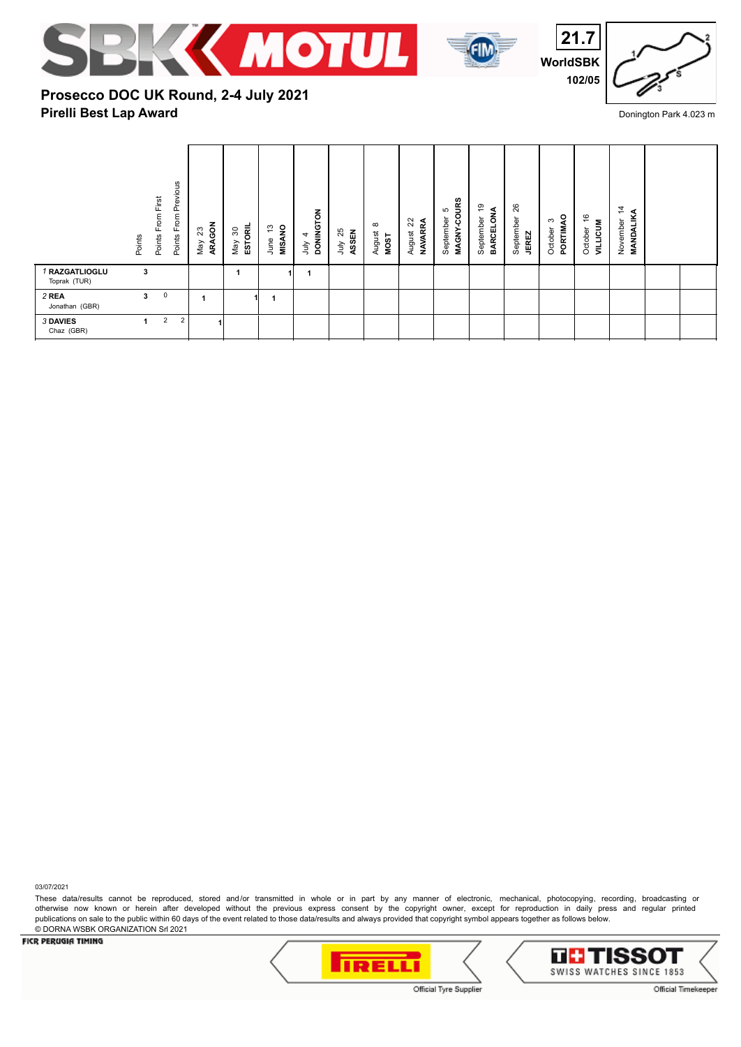# Prosecco DOC UK Round, 2-4 July 2021

## Pirelli Best Lap Award

21.7
WorldSBK
102/05

Donington Park 4.023 m

| | Points | Points From First | Points From Previous | May 23 **ARAGON** | May 30 **ESTORIL** | June 13 **MISANO** | July 4 **DONINGTON** | July 25 **ASSEN** | August 8 **MOST** | August 22 **NAVARRA** | September 5 **MAGNY-COURS** | September 19 **BARCELONA** | September 26 **JEREZ** | October 3 **PORTIMAO** | October 16 **VILLICUM** | November 14 **MANDALIKA** | | |
|---|---|---|---|---|---|---|---|---|---|---|---|---|---|---|---|---|---|---|
| *1* **RAZGATLIOGLU** Toprak (TUR) | 3 | | | | 1 | 1 | 1 | | | | | | | | | | | |
| *2* **REA** Jonathan (GBR) | 3 | 0 | | 1 | 1 | 1 | | | | | | | | | | | | |
| *3* **DAVIES** Chaz (GBR) | 1 | 2 | 2 | 1 | | | | | | | | | | | | | | |

03/07/2021

These data/results cannot be reproduced, stored and/or transmitted in whole or in part by any manner of electronic, mechanical, photocopying, recording, broadcasting or otherwise now known or herein after developed without the previous express consent by the copyright owner, except for reproduction in daily press and regular printed publications on sale to the public within 60 days of the event related to those data/results and always provided that copyright symbol appears together as follows below.
© DORNA WSBK ORGANIZATION Srl 2021

FICR PERUGIA TIMING

Official Tyre Supplier

Official Timekeeper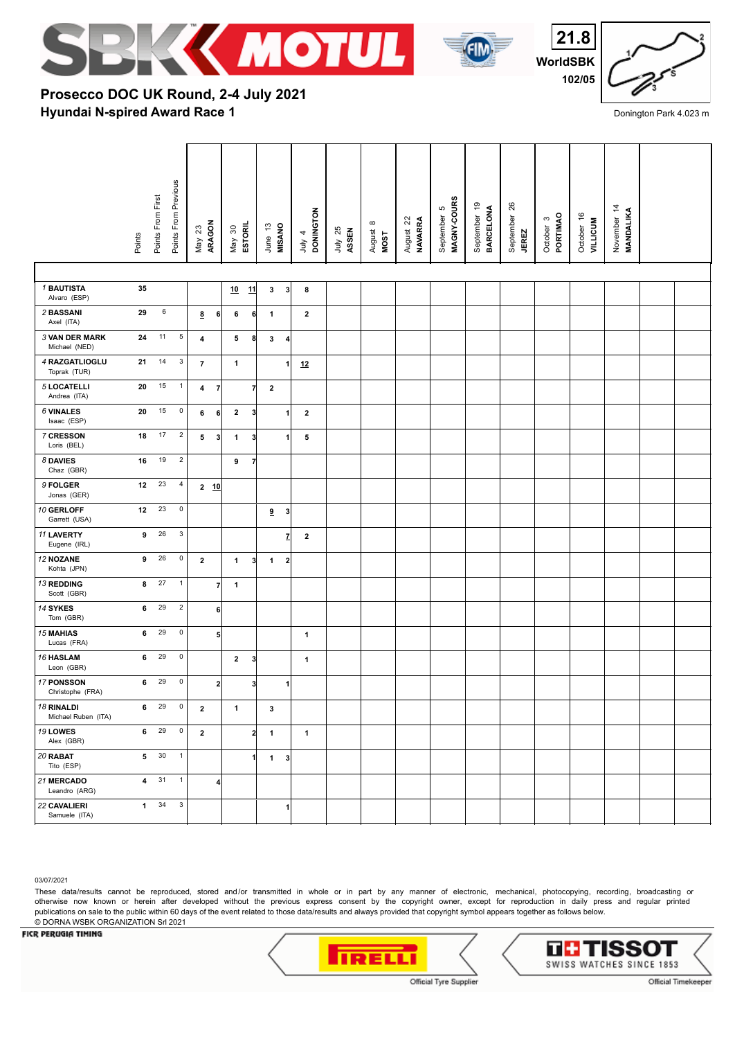21.8
WorldSBK
102/05

## Prosecco DOC UK Round, 2-4 July 2021
### Hyundai N-spired Award Race 1

Donington Park 4.023 m

| | Points | Points From First | Points From Previous | May 23 ARAGON | May 30 ESTORIL | June 13 MISANO | July 4 DONINGTON | July 25 ASSEN | August 8 MOST | August 22 NAVARRA | September 5 MAGNY-COURS | September 19 BARCELONA | September 26 JEREZ | October 3 PORTIMAO | October 16 VILLICUM | November 14 MANDALIKA | |
|---|---|---|---|---|---|---|---|---|---|---|---|---|---|---|---|---|---|
| 1 BAUTISTA Alvaro (ESP) | 35 | | | | 10 11 | 3 3 | 8 | | | | | | | | | | |
| 2 BASSANI Axel (ITA) | 29 | 6 | | 8 6 | 6 6 | 1 | 2 | | | | | | | | | | |
| 3 VAN DER MARK Michael (NED) | 24 | 11 | 5 | 4 | 5 8 | 3 4 | | | | | | | | | | | |
| 4 RAZGATLIOGLU Toprak (TUR) | 21 | 14 | 3 | 7 | 1 | 1 | 12 | | | | | | | | | | |
| 5 LOCATELLI Andrea (ITA) | 20 | 15 | 1 | 4 7 | 7 | 2 | | | | | | | | | | | |
| 6 VINALES Isaac (ESP) | 20 | 15 | 0 | 6 6 | 2 3 | 1 | 2 | | | | | | | | | | |
| 7 CRESSON Loris (BEL) | 18 | 17 | 2 | 5 3 | 1 3 | 1 | 5 | | | | | | | | | | |
| 8 DAVIES Chaz (GBR) | 16 | 19 | 2 | | 9 7 | | | | | | | | | | | | |
| 9 FOLGER Jonas (GER) | 12 | 23 | 4 | 2 10 | | | | | | | | | | | | | |
| 10 GERLOFF Garrett (USA) | 12 | 23 | 0 | | | 9 3 | | | | | | | | | | | |
| 11 LAVERTY Eugene (IRL) | 9 | 26 | 3 | | | 7 | 2 | | | | | | | | | | |
| 12 NOZANE Kohta (JPN) | 9 | 26 | 0 | 2 | 1 3 | 1 2 | | | | | | | | | | | |
| 13 REDDING Scott (GBR) | 8 | 27 | 1 | 7 | 1 | | | | | | | | | | | | |
| 14 SYKES Tom (GBR) | 6 | 29 | 2 | 6 | | | | | | | | | | | | | |
| 15 MAHIAS Lucas (FRA) | 6 | 29 | 0 | 5 | | | 1 | | | | | | | | | | |
| 16 HASLAM Leon (GBR) | 6 | 29 | 0 | | 2 3 | | 1 | | | | | | | | | | |
| 17 PONSSON Christophe (FRA) | 6 | 29 | 0 | 2 | 3 | 1 | | | | | | | | | | | |
| 18 RINALDI Michael Ruben (ITA) | 6 | 29 | 0 | 2 | 1 | 3 | | | | | | | | | | | |
| 19 LOWES Alex (GBR) | 6 | 29 | 0 | 2 | 2 | 1 | 1 | | | | | | | | | | |
| 20 RABAT Tito (ESP) | 5 | 30 | 1 | | 1 | 1 3 | | | | | | | | | | | |
| 21 MERCADO Leandro (ARG) | 4 | 31 | 1 | 4 | | | | | | | | | | | | | |
| 22 CAVALIERI Samuele (ITA) | 1 | 34 | 3 | | | 1 | | | | | | | | | | | |

03/07/2021

These data/results cannot be reproduced, stored and/or transmitted in whole or in part by any manner of electronic, mechanical, photocopying, recording, broadcasting or otherwise now known or herein after developed without the previous express consent by the copyright owner, except for reproduction in daily press and regular printed publications on sale to the public within 60 days of the event related to those data/results and always provided that copyright symbol appears together as follows below.
© DORNA WSBK ORGANIZATION Srl 2021

FICR PERUGIA TIMING

Official Tyre Supplier

Official Timekeeper